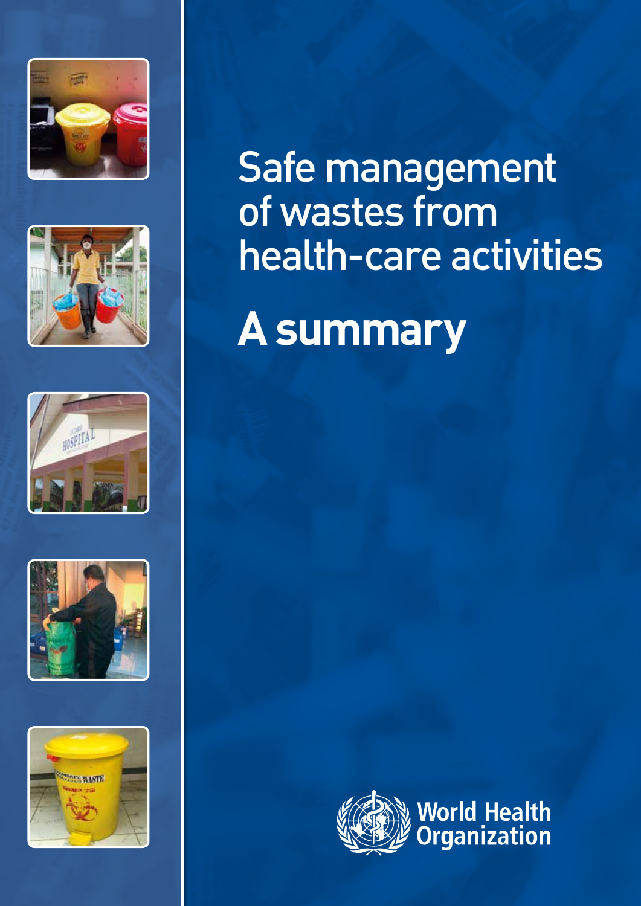# Safe management of wastes from health-care activities

# A summary

World Health Organization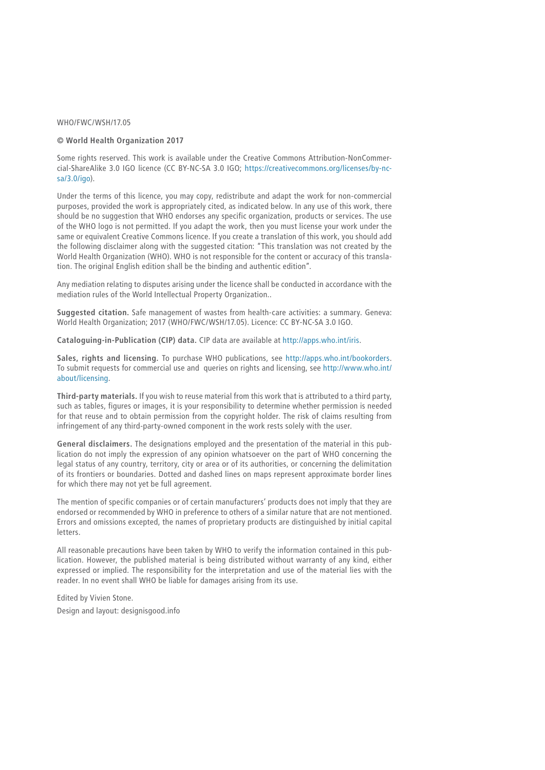WHO/FWC/WSH/17.05

**© World Health Organization 2017**

Some rights reserved. This work is available under the Creative Commons Attribution-NonCommercial-ShareAlike 3.0 IGO licence (CC BY-NC-SA 3.0 IGO; https://creativecommons.org/licenses/by-nc-sa/3.0/igo).

Under the terms of this licence, you may copy, redistribute and adapt the work for non-commercial purposes, provided the work is appropriately cited, as indicated below. In any use of this work, there should be no suggestion that WHO endorses any specific organization, products or services. The use of the WHO logo is not permitted. If you adapt the work, then you must license your work under the same or equivalent Creative Commons licence. If you create a translation of this work, you should add the following disclaimer along with the suggested citation: "This translation was not created by the World Health Organization (WHO). WHO is not responsible for the content or accuracy of this translation. The original English edition shall be the binding and authentic edition".

Any mediation relating to disputes arising under the licence shall be conducted in accordance with the mediation rules of the World Intellectual Property Organization..

**Suggested citation.** Safe management of wastes from health-care activities: a summary. Geneva: World Health Organization; 2017 (WHO/FWC/WSH/17.05). Licence: CC BY-NC-SA 3.0 IGO.

**Cataloguing-in-Publication (CIP) data.** CIP data are available at http://apps.who.int/iris.

**Sales, rights and licensing.** To purchase WHO publications, see http://apps.who.int/bookorders. To submit requests for commercial use and queries on rights and licensing, see http://www.who.int/about/licensing.

**Third-party materials.** If you wish to reuse material from this work that is attributed to a third party, such as tables, figures or images, it is your responsibility to determine whether permission is needed for that reuse and to obtain permission from the copyright holder. The risk of claims resulting from infringement of any third-party-owned component in the work rests solely with the user.

**General disclaimers.** The designations employed and the presentation of the material in this publication do not imply the expression of any opinion whatsoever on the part of WHO concerning the legal status of any country, territory, city or area or of its authorities, or concerning the delimitation of its frontiers or boundaries. Dotted and dashed lines on maps represent approximate border lines for which there may not yet be full agreement.

The mention of specific companies or of certain manufacturers' products does not imply that they are endorsed or recommended by WHO in preference to others of a similar nature that are not mentioned. Errors and omissions excepted, the names of proprietary products are distinguished by initial capital letters.

All reasonable precautions have been taken by WHO to verify the information contained in this publication. However, the published material is being distributed without warranty of any kind, either expressed or implied. The responsibility for the interpretation and use of the material lies with the reader. In no event shall WHO be liable for damages arising from its use.

Edited by Vivien Stone.

Design and layout: designisgood.info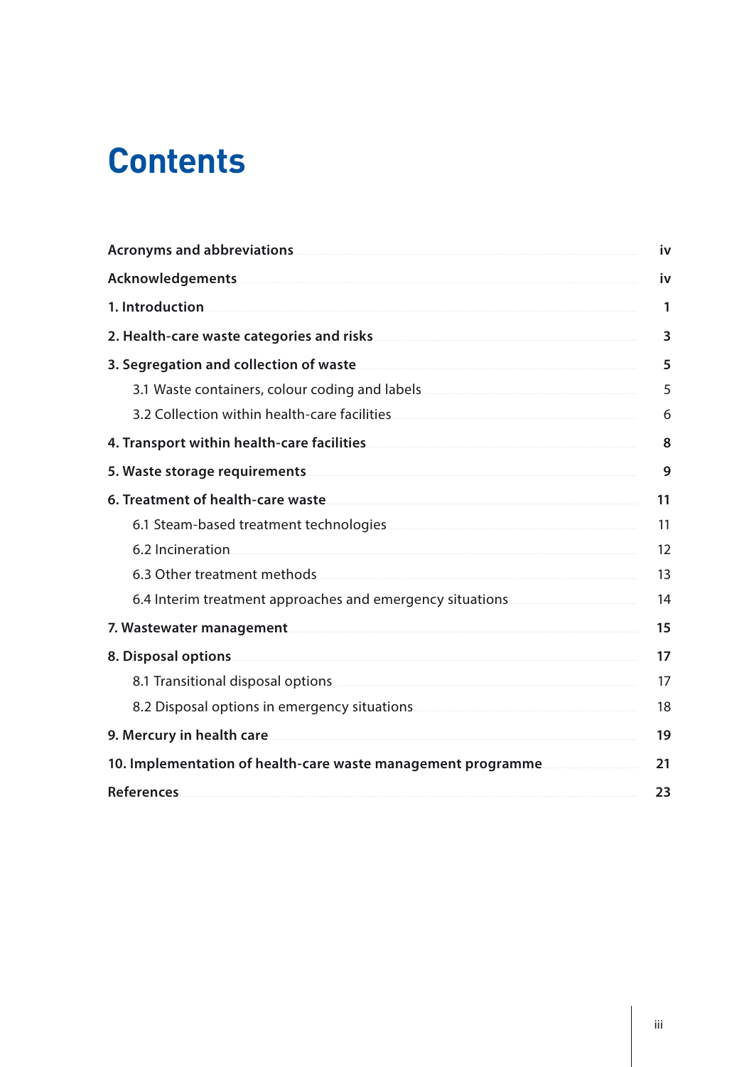# Contents

| | |
|---|---|
| **Acronyms and abbreviations** | **iv** |
| **Acknowledgements** | **iv** |
| **1. Introduction** | **1** |
| **2. Health-care waste categories and risks** | **3** |
| **3. Segregation and collection of waste** | **5** |
| 3.1 Waste containers, colour coding and labels | 5 |
| 3.2 Collection within health-care facilities | 6 |
| **4. Transport within health-care facilities** | **8** |
| **5. Waste storage requirements** | **9** |
| **6. Treatment of health-care waste** | **11** |
| 6.1 Steam-based treatment technologies | 11 |
| 6.2 Incineration | 12 |
| 6.3 Other treatment methods | 13 |
| 6.4 Interim treatment approaches and emergency situations | 14 |
| **7. Wastewater management** | **15** |
| **8. Disposal options** | **17** |
| 8.1 Transitional disposal options | 17 |
| 8.2 Disposal options in emergency situations | 18 |
| **9. Mercury in health care** | **19** |
| **10. Implementation of health-care waste management programme** | **21** |
| **References** | **23** |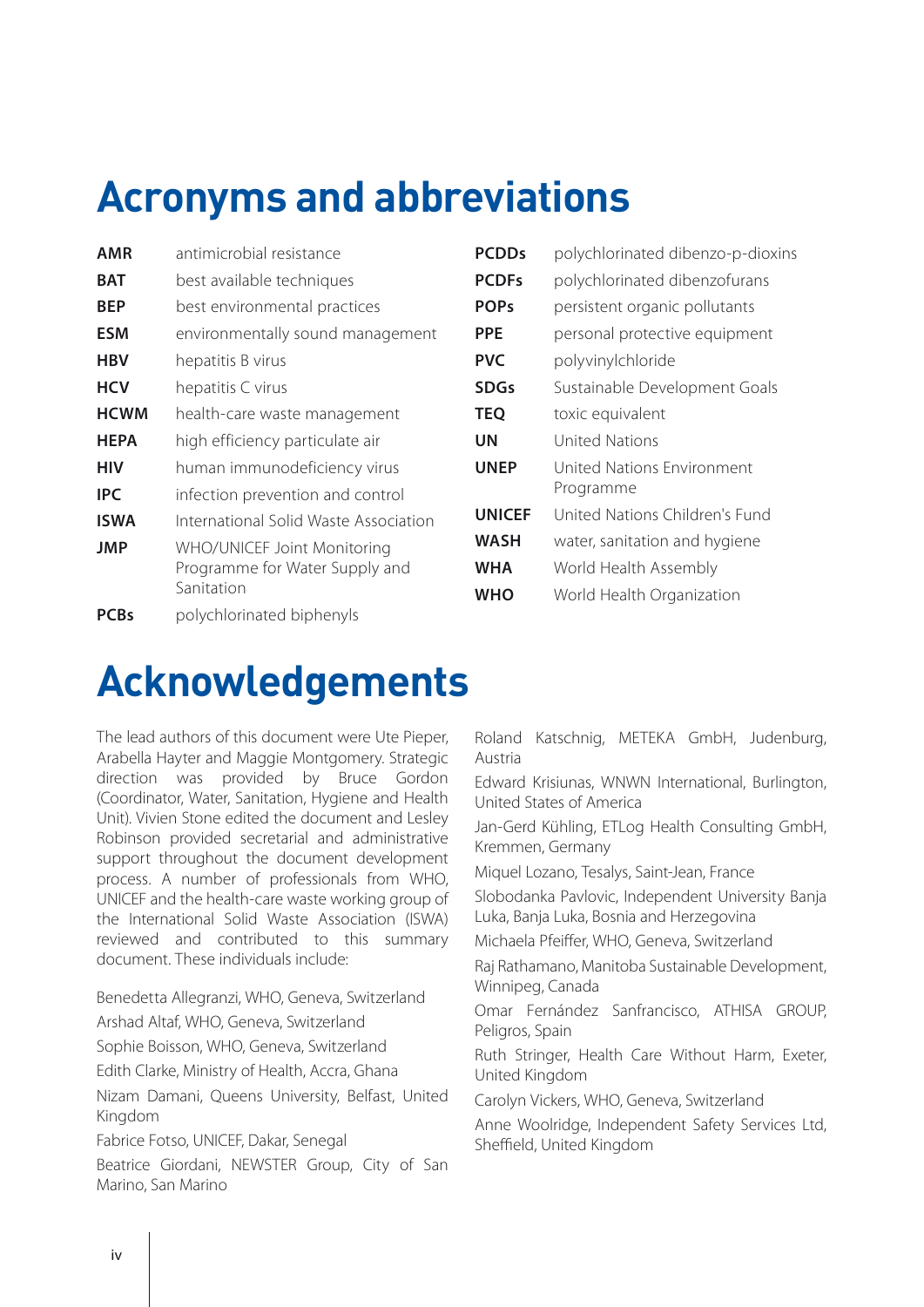# Acronyms and abbreviations

| | |
|---|---|
| **AMR** | antimicrobial resistance |
| **BAT** | best available techniques |
| **BEP** | best environmental practices |
| **ESM** | environmentally sound management |
| **HBV** | hepatitis B virus |
| **HCV** | hepatitis C virus |
| **HCWM** | health-care waste management |
| **HEPA** | high efficiency particulate air |
| **HIV** | human immunodeficiency virus |
| **IPC** | infection prevention and control |
| **ISWA** | International Solid Waste Association |
| **JMP** | WHO/UNICEF Joint Monitoring Programme for Water Supply and Sanitation |
| **PCBs** | polychlorinated biphenyls |
| **PCDDs** | polychlorinated dibenzo-p-dioxins |
| **PCDFs** | polychlorinated dibenzofurans |
| **POPs** | persistent organic pollutants |
| **PPE** | personal protective equipment |
| **PVC** | polyvinylchloride |
| **SDGs** | Sustainable Development Goals |
| **TEQ** | toxic equivalent |
| **UN** | United Nations |
| **UNEP** | United Nations Environment Programme |
| **UNICEF** | United Nations Children's Fund |
| **WASH** | water, sanitation and hygiene |
| **WHA** | World Health Assembly |
| **WHO** | World Health Organization |

# Acknowledgements

The lead authors of this document were Ute Pieper, Arabella Hayter and Maggie Montgomery. Strategic direction was provided by Bruce Gordon (Coordinator, Water, Sanitation, Hygiene and Health Unit). Vivien Stone edited the document and Lesley Robinson provided secretarial and administrative support throughout the document development process. A number of professionals from WHO, UNICEF and the health-care waste working group of the International Solid Waste Association (ISWA) reviewed and contributed to this summary document. These individuals include:

Benedetta Allegranzi, WHO, Geneva, Switzerland

Arshad Altaf, WHO, Geneva, Switzerland

Sophie Boisson, WHO, Geneva, Switzerland

Edith Clarke, Ministry of Health, Accra, Ghana

Nizam Damani, Queens University, Belfast, United Kingdom

Fabrice Fotso, UNICEF, Dakar, Senegal

Beatrice Giordani, NEWSTER Group, City of San Marino, San Marino

Roland Katschnig, METEKA GmbH, Judenburg, Austria

Edward Krisiunas, WNWN International, Burlington, United States of America

Jan-Gerd Kühling, ETLog Health Consulting GmbH, Kremmen, Germany

Miquel Lozano, Tesalys, Saint-Jean, France

Slobodanka Pavlovic, Independent University Banja Luka, Banja Luka, Bosnia and Herzegovina

Michaela Pfeiffer, WHO, Geneva, Switzerland

Raj Rathamano, Manitoba Sustainable Development, Winnipeg, Canada

Omar Fernández Sanfrancisco, ATHISA GROUP, Peligros, Spain

Ruth Stringer, Health Care Without Harm, Exeter, United Kingdom

Carolyn Vickers, WHO, Geneva, Switzerland

Anne Woolridge, Independent Safety Services Ltd, Sheffield, United Kingdom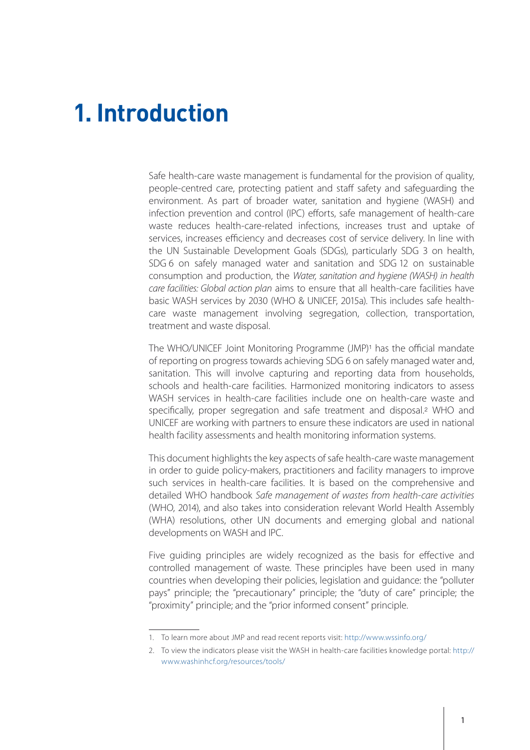# 1. Introduction

Safe health-care waste management is fundamental for the provision of quality, people-centred care, protecting patient and staff safety and safeguarding the environment. As part of broader water, sanitation and hygiene (WASH) and infection prevention and control (IPC) efforts, safe management of health-care waste reduces health-care-related infections, increases trust and uptake of services, increases efficiency and decreases cost of service delivery. In line with the UN Sustainable Development Goals (SDGs), particularly SDG 3 on health, SDG 6 on safely managed water and sanitation and SDG 12 on sustainable consumption and production, the *Water, sanitation and hygiene (WASH) in health care facilities: Global action plan* aims to ensure that all health-care facilities have basic WASH services by 2030 (WHO & UNICEF, 2015a). This includes safe health-care waste management involving segregation, collection, transportation, treatment and waste disposal.

The WHO/UNICEF Joint Monitoring Programme (JMP)[1] has the official mandate of reporting on progress towards achieving SDG 6 on safely managed water and, sanitation. This will involve capturing and reporting data from households, schools and health-care facilities. Harmonized monitoring indicators to assess WASH services in health-care facilities include one on health-care waste and specifically, proper segregation and safe treatment and disposal.[2] WHO and UNICEF are working with partners to ensure these indicators are used in national health facility assessments and health monitoring information systems.

This document highlights the key aspects of safe health-care waste management in order to guide policy-makers, practitioners and facility managers to improve such services in health-care facilities. It is based on the comprehensive and detailed WHO handbook *Safe management of wastes from health-care activities* (WHO, 2014), and also takes into consideration relevant World Health Assembly (WHA) resolutions, other UN documents and emerging global and national developments on WASH and IPC.

Five guiding principles are widely recognized as the basis for effective and controlled management of waste. These principles have been used in many countries when developing their policies, legislation and guidance: the "polluter pays" principle; the "precautionary" principle; the "duty of care" principle; the "proximity" principle; and the "prior informed consent" principle.

---

1. To learn more about JMP and read recent reports visit: http://www.wssinfo.org/
2. To view the indicators please visit the WASH in health-care facilities knowledge portal: http://www.washinhcf.org/resources/tools/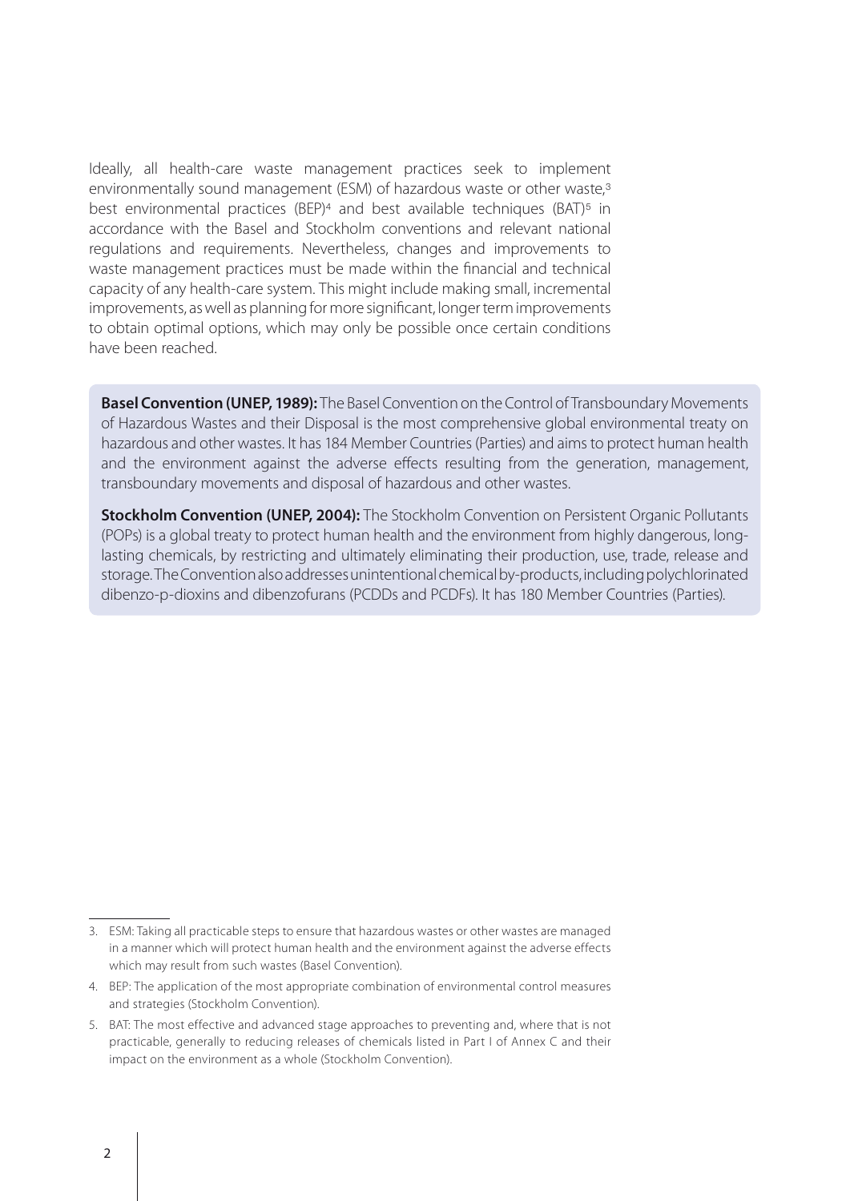Ideally, all health-care waste management practices seek to implement environmentally sound management (ESM) of hazardous waste or other waste,[3] best environmental practices (BEP)[4] and best available techniques (BAT)[5] in accordance with the Basel and Stockholm conventions and relevant national regulations and requirements. Nevertheless, changes and improvements to waste management practices must be made within the financial and technical capacity of any health-care system. This might include making small, incremental improvements, as well as planning for more significant, longer term improvements to obtain optimal options, which may only be possible once certain conditions have been reached.

**Basel Convention (UNEP, 1989):** The Basel Convention on the Control of Transboundary Movements of Hazardous Wastes and their Disposal is the most comprehensive global environmental treaty on hazardous and other wastes. It has 184 Member Countries (Parties) and aims to protect human health and the environment against the adverse effects resulting from the generation, management, transboundary movements and disposal of hazardous and other wastes.

**Stockholm Convention (UNEP, 2004):** The Stockholm Convention on Persistent Organic Pollutants (POPs) is a global treaty to protect human health and the environment from highly dangerous, long-lasting chemicals, by restricting and ultimately eliminating their production, use, trade, release and storage. The Convention also addresses unintentional chemical by-products, including polychlorinated dibenzo-p-dioxins and dibenzofurans (PCDDs and PCDFs). It has 180 Member Countries (Parties).

---

3. ESM: Taking all practicable steps to ensure that hazardous wastes or other wastes are managed in a manner which will protect human health and the environment against the adverse effects which may result from such wastes (Basel Convention).
4. BEP: The application of the most appropriate combination of environmental control measures and strategies (Stockholm Convention).
5. BAT: The most effective and advanced stage approaches to preventing and, where that is not practicable, generally to reducing releases of chemicals listed in Part I of Annex C and their impact on the environment as a whole (Stockholm Convention).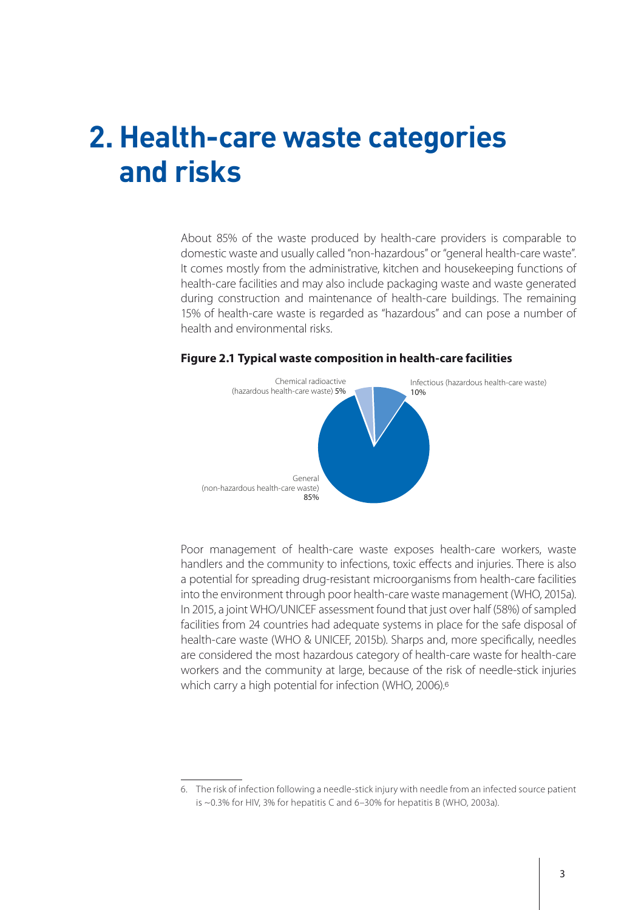# 2. Health-care waste categories and risks

About 85% of the waste produced by health-care providers is comparable to domestic waste and usually called "non-hazardous" or "general health-care waste". It comes mostly from the administrative, kitchen and housekeeping functions of health-care facilities and may also include packaging waste and waste generated during construction and maintenance of health-care buildings. The remaining 15% of health-care waste is regarded as "hazardous" and can pose a number of health and environmental risks.

**Figure 2.1 Typical waste composition in health-care facilities**

Chemical radioactive (hazardous health-care waste) 5%

Infectious (hazardous health-care waste) 10%

General (non-hazardous health-care waste) 85%

Poor management of health-care waste exposes health-care workers, waste handlers and the community to infections, toxic effects and injuries. There is also a potential for spreading drug-resistant microorganisms from health-care facilities into the environment through poor health-care waste management (WHO, 2015a). In 2015, a joint WHO/UNICEF assessment found that just over half (58%) of sampled facilities from 24 countries had adequate systems in place for the safe disposal of health-care waste (WHO & UNICEF, 2015b). Sharps and, more specifically, needles are considered the most hazardous category of health-care waste for health-care workers and the community at large, because of the risk of needle-stick injuries which carry a high potential for infection (WHO, 2006).[6]

6. The risk of infection following a needle-stick injury with needle from an infected source patient is ~0.3% for HIV, 3% for hepatitis C and 6–30% for hepatitis B (WHO, 2003a).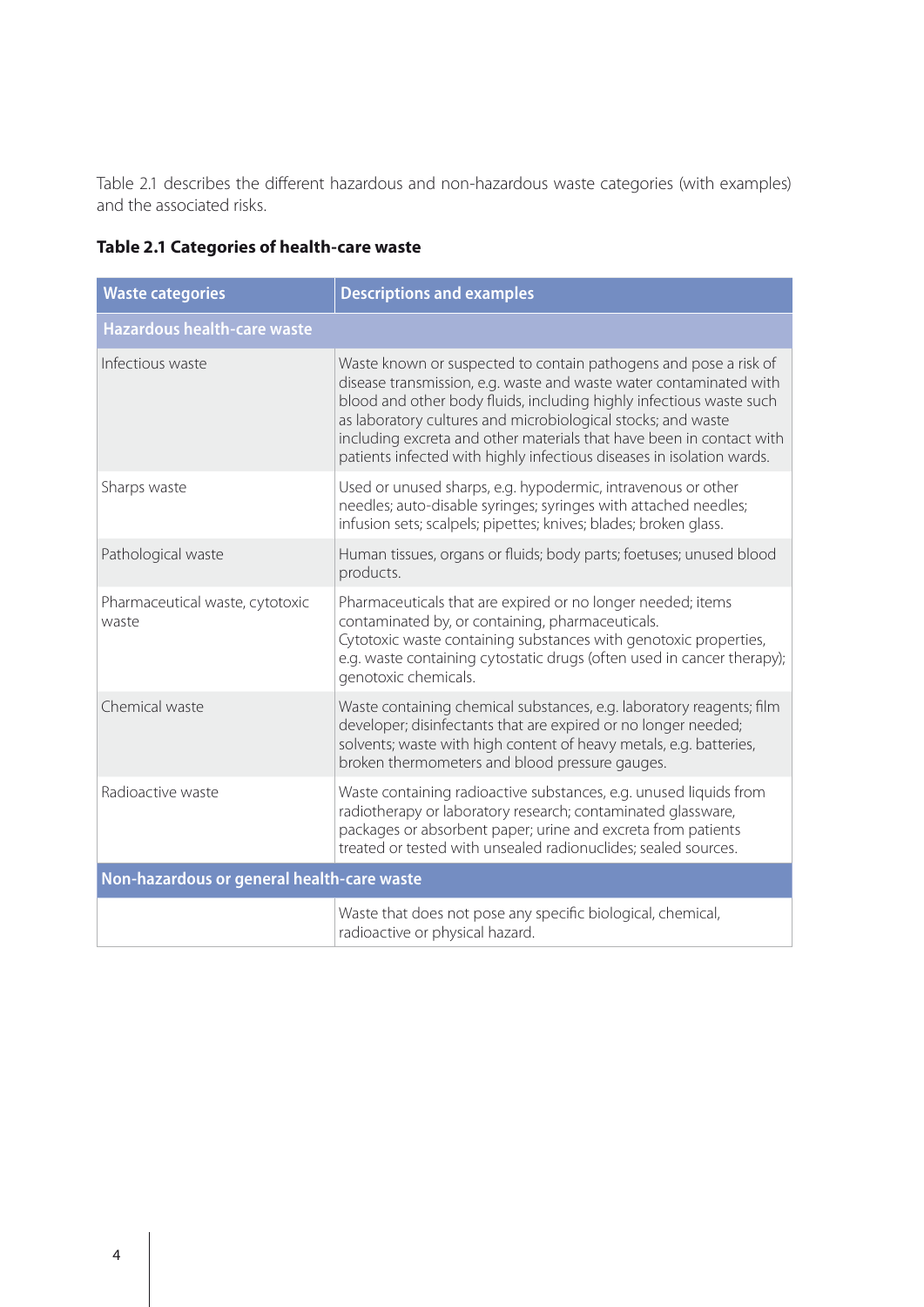Table 2.1 describes the different hazardous and non-hazardous waste categories (with examples) and the associated risks.

**Table 2.1 Categories of health-care waste**

| Waste categories | Descriptions and examples |
|---|---|
| **Hazardous health-care waste** | |
| Infectious waste | Waste known or suspected to contain pathogens and pose a risk of disease transmission, e.g. waste and waste water contaminated with blood and other body fluids, including highly infectious waste such as laboratory cultures and microbiological stocks; and waste including excreta and other materials that have been in contact with patients infected with highly infectious diseases in isolation wards. |
| Sharps waste | Used or unused sharps, e.g. hypodermic, intravenous or other needles; auto-disable syringes; syringes with attached needles; infusion sets; scalpels; pipettes; knives; blades; broken glass. |
| Pathological waste | Human tissues, organs or fluids; body parts; foetuses; unused blood products. |
| Pharmaceutical waste, cytotoxic waste | Pharmaceuticals that are expired or no longer needed; items contaminated by, or containing, pharmaceuticals. Cytotoxic waste containing substances with genotoxic properties, e.g. waste containing cytostatic drugs (often used in cancer therapy); genotoxic chemicals. |
| Chemical waste | Waste containing chemical substances, e.g. laboratory reagents; film developer; disinfectants that are expired or no longer needed; solvents; waste with high content of heavy metals, e.g. batteries, broken thermometers and blood pressure gauges. |
| Radioactive waste | Waste containing radioactive substances, e.g. unused liquids from radiotherapy or laboratory research; contaminated glassware, packages or absorbent paper; urine and excreta from patients treated or tested with unsealed radionuclides; sealed sources. |
| **Non-hazardous or general health-care waste** | |
| | Waste that does not pose any specific biological, chemical, radioactive or physical hazard. |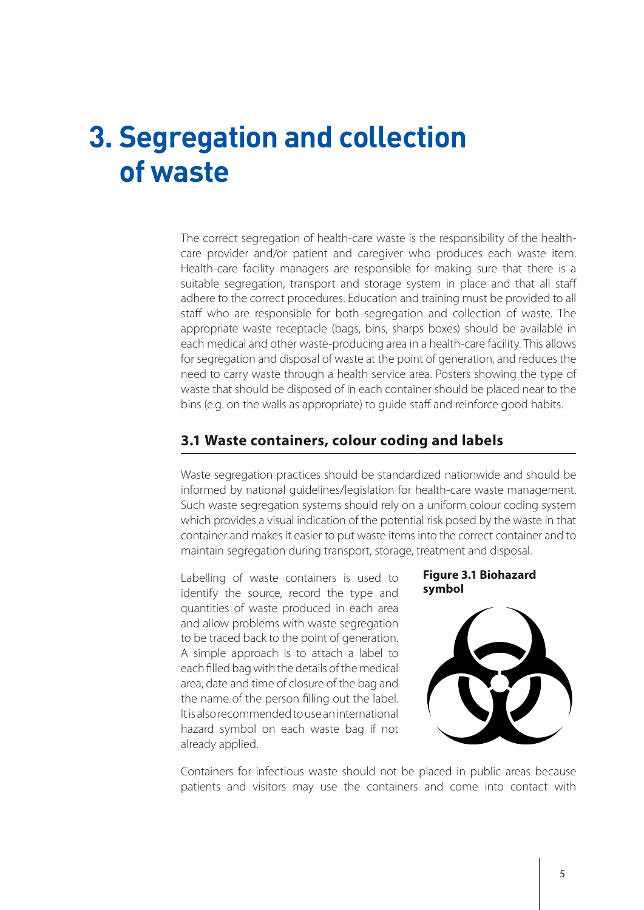# 3. Segregation and collection of waste

The correct segregation of health-care waste is the responsibility of the health-care provider and/or patient and caregiver who produces each waste item. Health-care facility managers are responsible for making sure that there is a suitable segregation, transport and storage system in place and that all staff adhere to the correct procedures. Education and training must be provided to all staff who are responsible for both segregation and collection of waste. The appropriate waste receptacle (bags, bins, sharps boxes) should be available in each medical and other waste-producing area in a health-care facility. This allows for segregation and disposal of waste at the point of generation, and reduces the need to carry waste through a health service area. Posters showing the type of waste that should be disposed of in each container should be placed near to the bins (e.g. on the walls as appropriate) to guide staff and reinforce good habits.

## 3.1 Waste containers, colour coding and labels

Waste segregation practices should be standardized nationwide and should be informed by national guidelines/legislation for health-care waste management. Such waste segregation systems should rely on a uniform colour coding system which provides a visual indication of the potential risk posed by the waste in that container and makes it easier to put waste items into the correct container and to maintain segregation during transport, storage, treatment and disposal.

Labelling of waste containers is used to identify the source, record the type and quantities of waste produced in each area and allow problems with waste segregation to be traced back to the point of generation. A simple approach is to attach a label to each filled bag with the details of the medical area, date and time of closure of the bag and the name of the person filling out the label. It is also recommended to use an international hazard symbol on each waste bag if not already applied.

**Figure 3.1 Biohazard symbol**

Containers for infectious waste should not be placed in public areas because patients and visitors may use the containers and come into contact with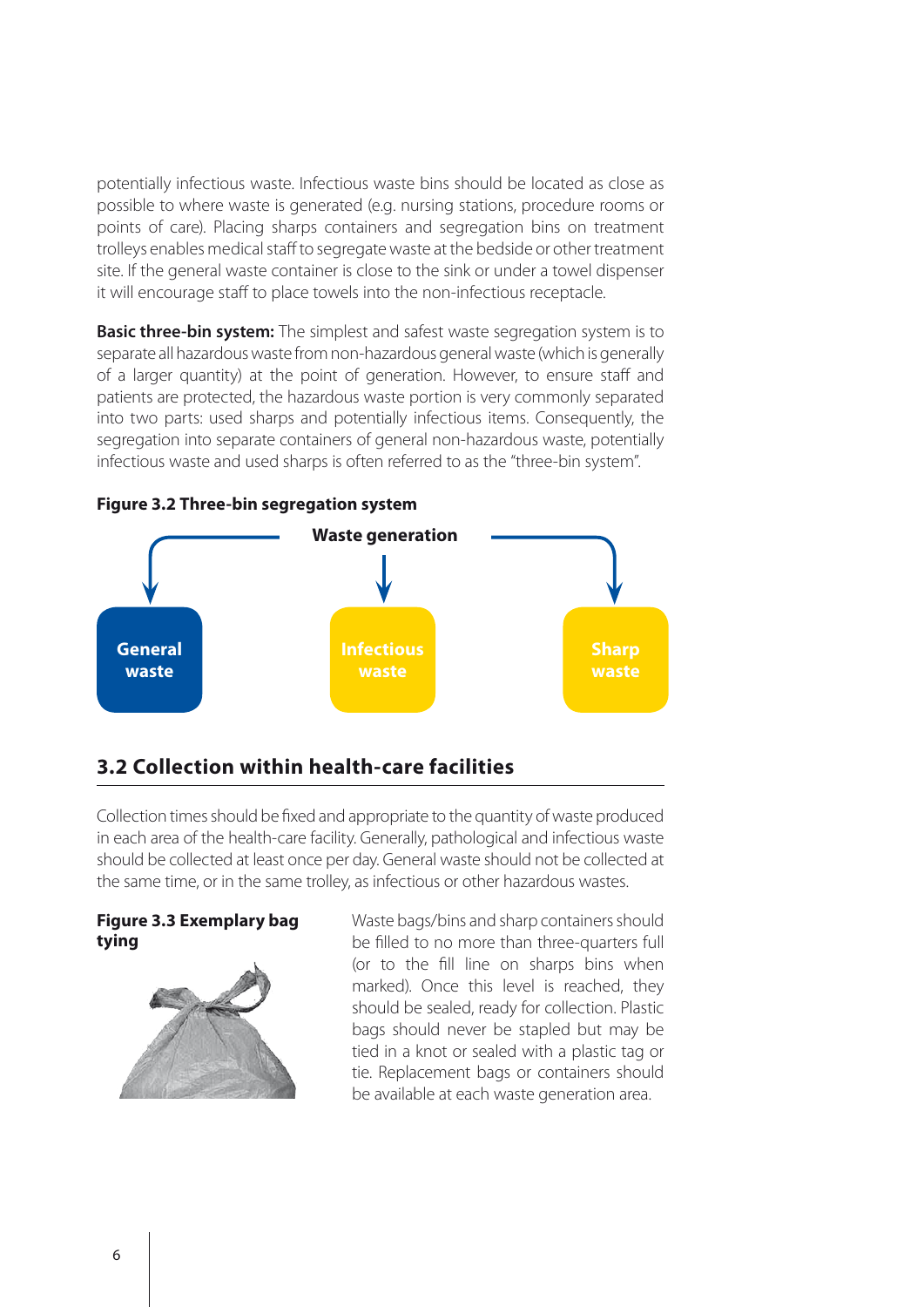potentially infectious waste. Infectious waste bins should be located as close as possible to where waste is generated (e.g. nursing stations, procedure rooms or points of care). Placing sharps containers and segregation bins on treatment trolleys enables medical staff to segregate waste at the bedside or other treatment site. If the general waste container is close to the sink or under a towel dispenser it will encourage staff to place towels into the non-infectious receptacle.

**Basic three-bin system:** The simplest and safest waste segregation system is to separate all hazardous waste from non-hazardous general waste (which is generally of a larger quantity) at the point of generation. However, to ensure staff and patients are protected, the hazardous waste portion is very commonly separated into two parts: used sharps and potentially infectious items. Consequently, the segregation into separate containers of general non-hazardous waste, potentially infectious waste and used sharps is often referred to as the "three-bin system".

**Figure 3.2 Three-bin segregation system**

Waste generation

General waste | Infectious waste | Sharp waste

## 3.2 Collection within health-care facilities

Collection times should be fixed and appropriate to the quantity of waste produced in each area of the health-care facility. Generally, pathological and infectious waste should be collected at least once per day. General waste should not be collected at the same time, or in the same trolley, as infectious or other hazardous wastes.

**Figure 3.3 Exemplary bag tying**

Waste bags/bins and sharp containers should be filled to no more than three-quarters full (or to the fill line on sharps bins when marked). Once this level is reached, they should be sealed, ready for collection. Plastic bags should never be stapled but may be tied in a knot or sealed with a plastic tag or tie. Replacement bags or containers should be available at each waste generation area.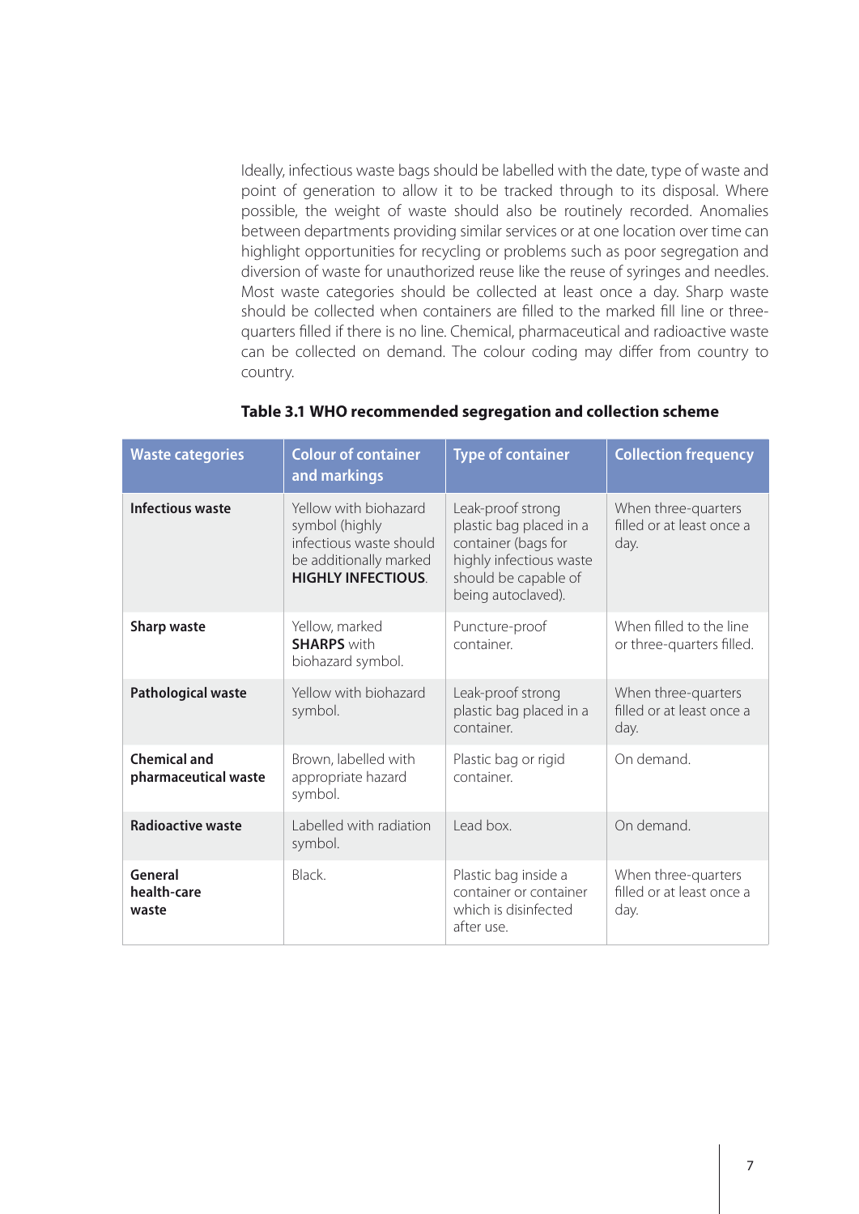Ideally, infectious waste bags should be labelled with the date, type of waste and point of generation to allow it to be tracked through to its disposal. Where possible, the weight of waste should also be routinely recorded. Anomalies between departments providing similar services or at one location over time can highlight opportunities for recycling or problems such as poor segregation and diversion of waste for unauthorized reuse like the reuse of syringes and needles. Most waste categories should be collected at least once a day. Sharp waste should be collected when containers are filled to the marked fill line or three-quarters filled if there is no line. Chemical, pharmaceutical and radioactive waste can be collected on demand. The colour coding may differ from country to country.

**Table 3.1 WHO recommended segregation and collection scheme**

| Waste categories | Colour of container and markings | Type of container | Collection frequency |
|---|---|---|---|
| **Infectious waste** | Yellow with biohazard symbol (highly infectious waste should be additionally marked **HIGHLY INFECTIOUS**. | Leak-proof strong plastic bag placed in a container (bags for highly infectious waste should be capable of being autoclaved). | When three-quarters filled or at least once a day. |
| **Sharp waste** | Yellow, marked **SHARPS** with biohazard symbol. | Puncture-proof container. | When filled to the line or three-quarters filled. |
| **Pathological waste** | Yellow with biohazard symbol. | Leak-proof strong plastic bag placed in a container. | When three-quarters filled or at least once a day. |
| **Chemical and pharmaceutical waste** | Brown, labelled with appropriate hazard symbol. | Plastic bag or rigid container. | On demand. |
| **Radioactive waste** | Labelled with radiation symbol. | Lead box. | On demand. |
| **General health-care waste** | Black. | Plastic bag inside a container or container which is disinfected after use. | When three-quarters filled or at least once a day. |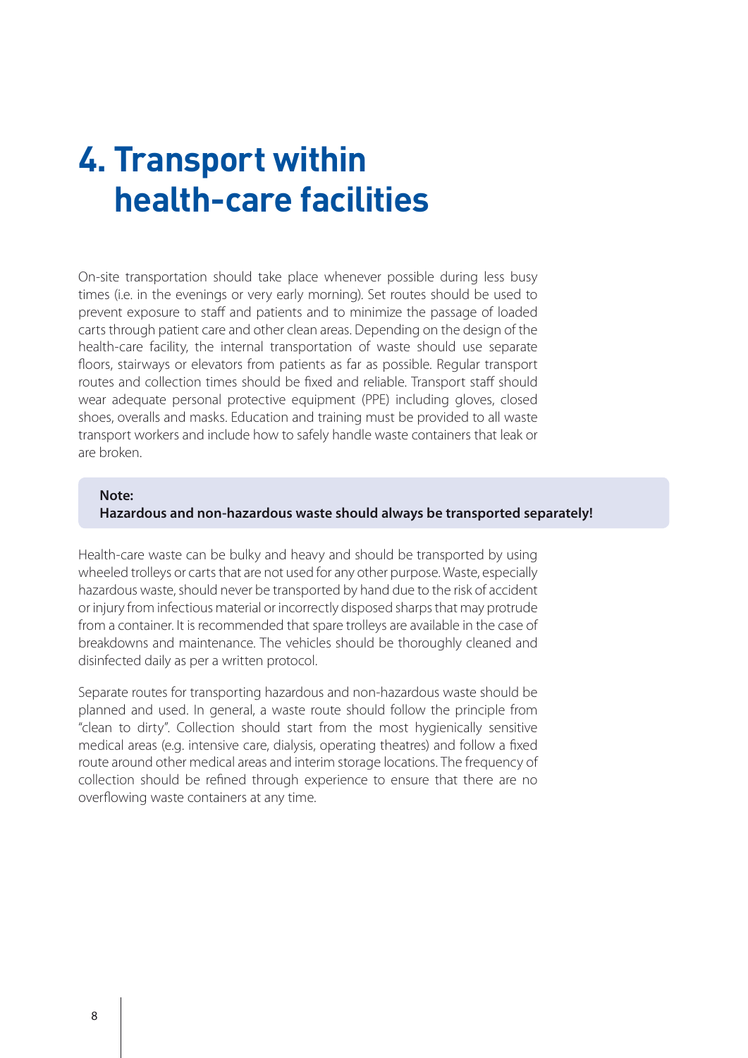# 4. Transport within health-care facilities

On-site transportation should take place whenever possible during less busy times (i.e. in the evenings or very early morning). Set routes should be used to prevent exposure to staff and patients and to minimize the passage of loaded carts through patient care and other clean areas. Depending on the design of the health-care facility, the internal transportation of waste should use separate floors, stairways or elevators from patients as far as possible. Regular transport routes and collection times should be fixed and reliable. Transport staff should wear adequate personal protective equipment (PPE) including gloves, closed shoes, overalls and masks. Education and training must be provided to all waste transport workers and include how to safely handle waste containers that leak or are broken.

> **Note:**
> **Hazardous and non-hazardous waste should always be transported separately!**

Health-care waste can be bulky and heavy and should be transported by using wheeled trolleys or carts that are not used for any other purpose. Waste, especially hazardous waste, should never be transported by hand due to the risk of accident or injury from infectious material or incorrectly disposed sharps that may protrude from a container. It is recommended that spare trolleys are available in the case of breakdowns and maintenance. The vehicles should be thoroughly cleaned and disinfected daily as per a written protocol.

Separate routes for transporting hazardous and non-hazardous waste should be planned and used. In general, a waste route should follow the principle from "clean to dirty". Collection should start from the most hygienically sensitive medical areas (e.g. intensive care, dialysis, operating theatres) and follow a fixed route around other medical areas and interim storage locations. The frequency of collection should be refined through experience to ensure that there are no overflowing waste containers at any time.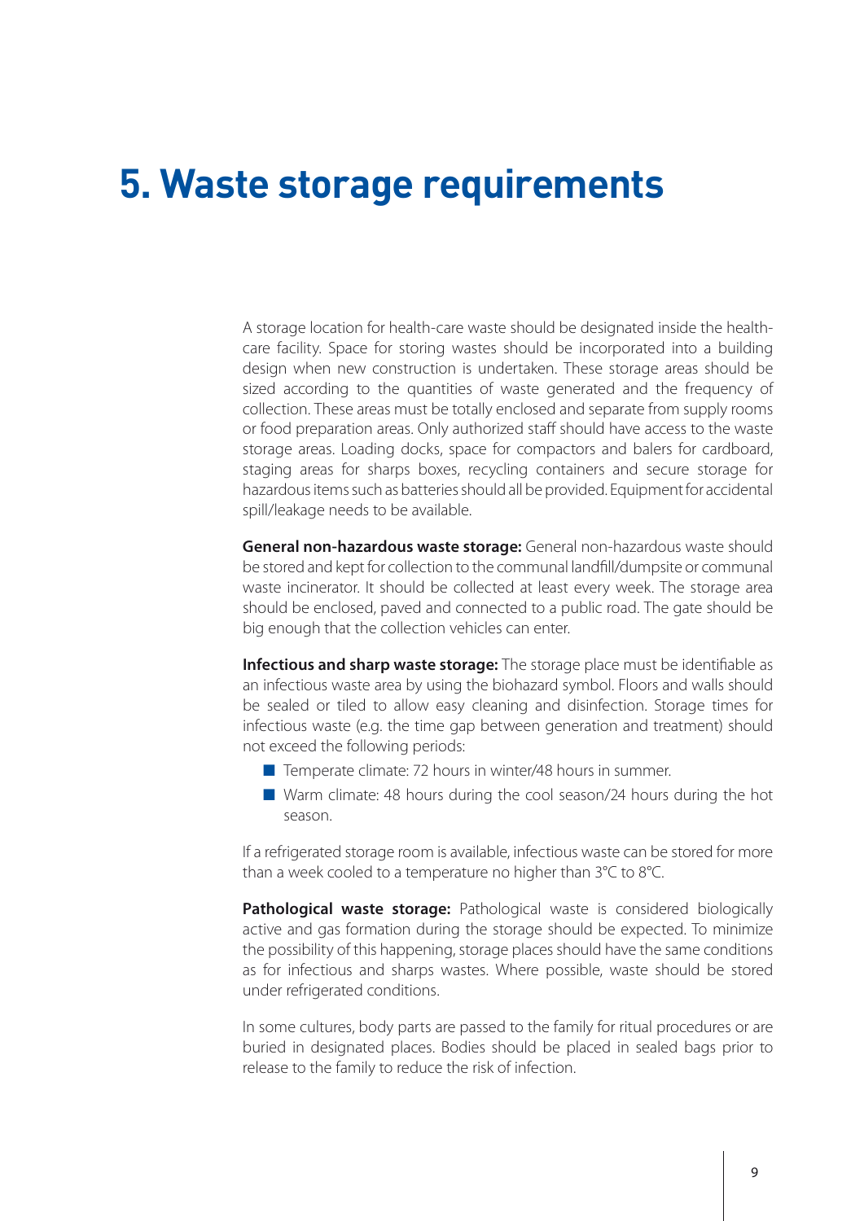# 5. Waste storage requirements

A storage location for health-care waste should be designated inside the health-care facility. Space for storing wastes should be incorporated into a building design when new construction is undertaken. These storage areas should be sized according to the quantities of waste generated and the frequency of collection. These areas must be totally enclosed and separate from supply rooms or food preparation areas. Only authorized staff should have access to the waste storage areas. Loading docks, space for compactors and balers for cardboard, staging areas for sharps boxes, recycling containers and secure storage for hazardous items such as batteries should all be provided. Equipment for accidental spill/leakage needs to be available.

**General non-hazardous waste storage:** General non-hazardous waste should be stored and kept for collection to the communal landfill/dumpsite or communal waste incinerator. It should be collected at least every week. The storage area should be enclosed, paved and connected to a public road. The gate should be big enough that the collection vehicles can enter.

**Infectious and sharp waste storage:** The storage place must be identifiable as an infectious waste area by using the biohazard symbol. Floors and walls should be sealed or tiled to allow easy cleaning and disinfection. Storage times for infectious waste (e.g. the time gap between generation and treatment) should not exceed the following periods:

- Temperate climate: 72 hours in winter/48 hours in summer.
- Warm climate: 48 hours during the cool season/24 hours during the hot season.

If a refrigerated storage room is available, infectious waste can be stored for more than a week cooled to a temperature no higher than 3°C to 8°C.

**Pathological waste storage:** Pathological waste is considered biologically active and gas formation during the storage should be expected. To minimize the possibility of this happening, storage places should have the same conditions as for infectious and sharps wastes. Where possible, waste should be stored under refrigerated conditions.

In some cultures, body parts are passed to the family for ritual procedures or are buried in designated places. Bodies should be placed in sealed bags prior to release to the family to reduce the risk of infection.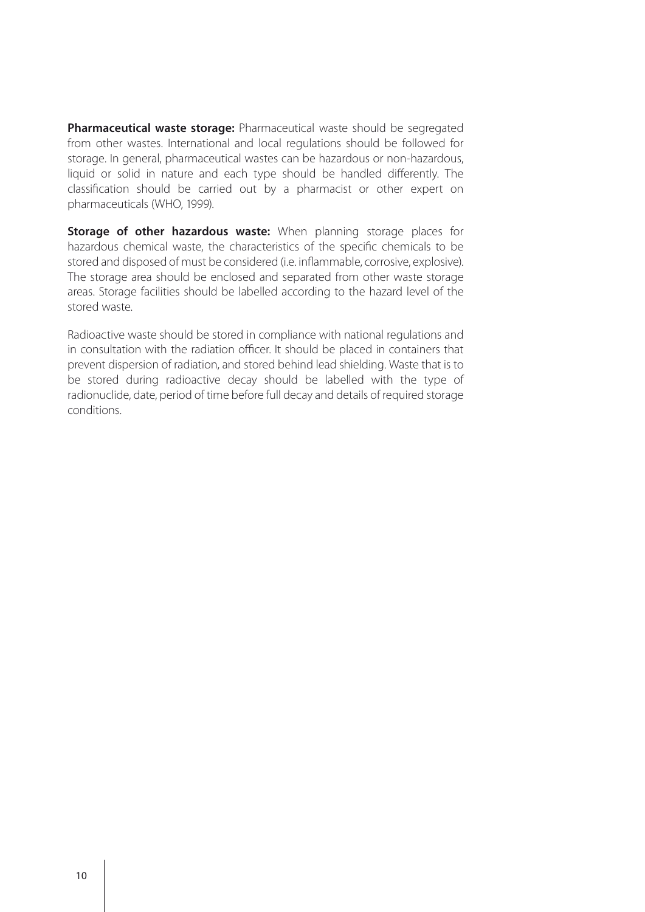**Pharmaceutical waste storage:** Pharmaceutical waste should be segregated from other wastes. International and local regulations should be followed for storage. In general, pharmaceutical wastes can be hazardous or non-hazardous, liquid or solid in nature and each type should be handled differently. The classification should be carried out by a pharmacist or other expert on pharmaceuticals (WHO, 1999).

**Storage of other hazardous waste:** When planning storage places for hazardous chemical waste, the characteristics of the specific chemicals to be stored and disposed of must be considered (i.e. inflammable, corrosive, explosive). The storage area should be enclosed and separated from other waste storage areas. Storage facilities should be labelled according to the hazard level of the stored waste.

Radioactive waste should be stored in compliance with national regulations and in consultation with the radiation officer. It should be placed in containers that prevent dispersion of radiation, and stored behind lead shielding. Waste that is to be stored during radioactive decay should be labelled with the type of radionuclide, date, period of time before full decay and details of required storage conditions.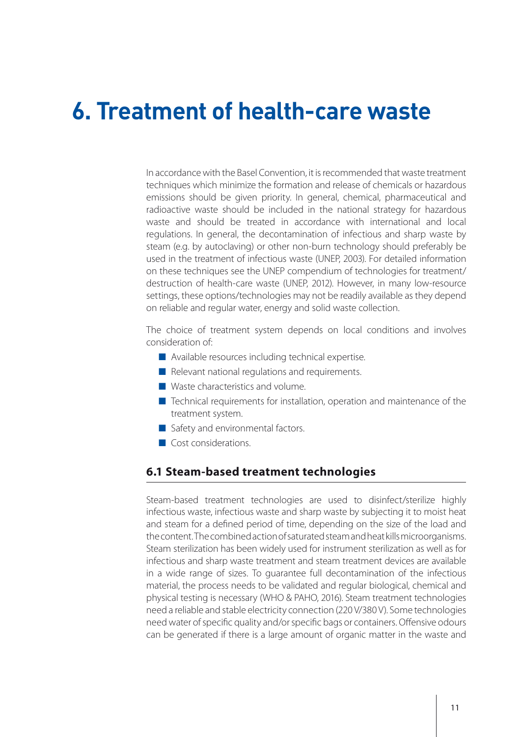# 6. Treatment of health-care waste

In accordance with the Basel Convention, it is recommended that waste treatment techniques which minimize the formation and release of chemicals or hazardous emissions should be given priority. In general, chemical, pharmaceutical and radioactive waste should be included in the national strategy for hazardous waste and should be treated in accordance with international and local regulations. In general, the decontamination of infectious and sharp waste by steam (e.g. by autoclaving) or other non-burn technology should preferably be used in the treatment of infectious waste (UNEP, 2003). For detailed information on these techniques see the UNEP compendium of technologies for treatment/destruction of health-care waste (UNEP, 2012). However, in many low-resource settings, these options/technologies may not be readily available as they depend on reliable and regular water, energy and solid waste collection.

The choice of treatment system depends on local conditions and involves consideration of:

- Available resources including technical expertise.
- Relevant national regulations and requirements.
- Waste characteristics and volume.
- Technical requirements for installation, operation and maintenance of the treatment system.
- Safety and environmental factors.
- Cost considerations.

## 6.1 Steam-based treatment technologies

Steam-based treatment technologies are used to disinfect/sterilize highly infectious waste, infectious waste and sharp waste by subjecting it to moist heat and steam for a defined period of time, depending on the size of the load and the content. The combined action of saturated steam and heat kills microorganisms. Steam sterilization has been widely used for instrument sterilization as well as for infectious and sharp waste treatment and steam treatment devices are available in a wide range of sizes. To guarantee full decontamination of the infectious material, the process needs to be validated and regular biological, chemical and physical testing is necessary (WHO & PAHO, 2016). Steam treatment technologies need a reliable and stable electricity connection (220 V/380 V). Some technologies need water of specific quality and/or specific bags or containers. Offensive odours can be generated if there is a large amount of organic matter in the waste and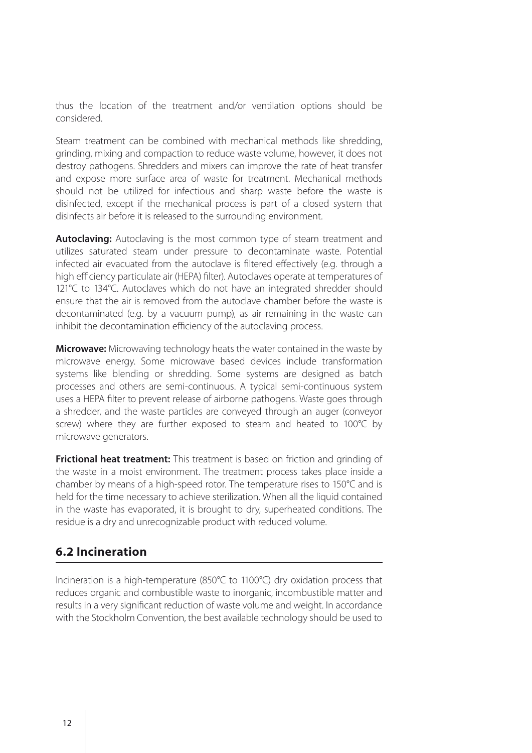thus the location of the treatment and/or ventilation options should be considered.

Steam treatment can be combined with mechanical methods like shredding, grinding, mixing and compaction to reduce waste volume, however, it does not destroy pathogens. Shredders and mixers can improve the rate of heat transfer and expose more surface area of waste for treatment. Mechanical methods should not be utilized for infectious and sharp waste before the waste is disinfected, except if the mechanical process is part of a closed system that disinfects air before it is released to the surrounding environment.

**Autoclaving:** Autoclaving is the most common type of steam treatment and utilizes saturated steam under pressure to decontaminate waste. Potential infected air evacuated from the autoclave is filtered effectively (e.g. through a high efficiency particulate air (HEPA) filter). Autoclaves operate at temperatures of 121°C to 134°C. Autoclaves which do not have an integrated shredder should ensure that the air is removed from the autoclave chamber before the waste is decontaminated (e.g. by a vacuum pump), as air remaining in the waste can inhibit the decontamination efficiency of the autoclaving process.

**Microwave:** Microwaving technology heats the water contained in the waste by microwave energy. Some microwave based devices include transformation systems like blending or shredding. Some systems are designed as batch processes and others are semi-continuous. A typical semi-continuous system uses a HEPA filter to prevent release of airborne pathogens. Waste goes through a shredder, and the waste particles are conveyed through an auger (conveyor screw) where they are further exposed to steam and heated to 100°C by microwave generators.

**Frictional heat treatment:** This treatment is based on friction and grinding of the waste in a moist environment. The treatment process takes place inside a chamber by means of a high-speed rotor. The temperature rises to 150°C and is held for the time necessary to achieve sterilization. When all the liquid contained in the waste has evaporated, it is brought to dry, superheated conditions. The residue is a dry and unrecognizable product with reduced volume.

## 6.2 Incineration

Incineration is a high-temperature (850°C to 1100°C) dry oxidation process that reduces organic and combustible waste to inorganic, incombustible matter and results in a very significant reduction of waste volume and weight. In accordance with the Stockholm Convention, the best available technology should be used to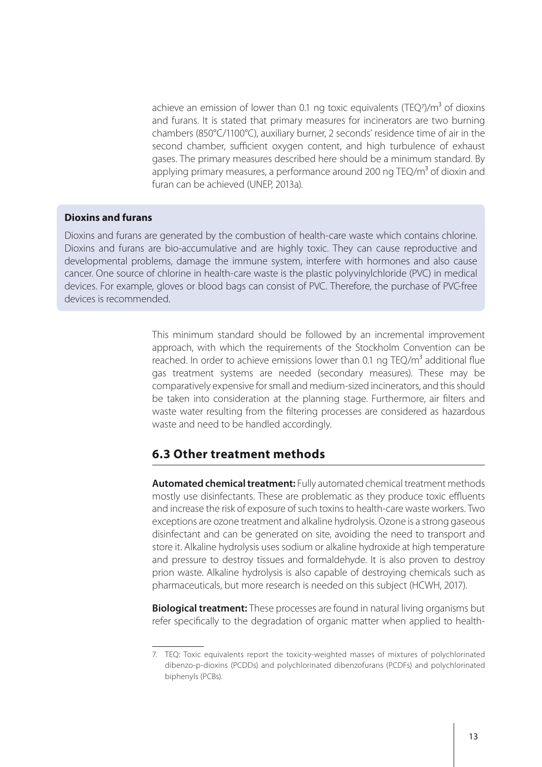achieve an emission of lower than 0.1 ng toxic equivalents (TEQ[7])/$m^3$ of dioxins and furans. It is stated that primary measures for incinerators are two burning chambers (850°C/1100°C), auxiliary burner, 2 seconds' residence time of air in the second chamber, sufficient oxygen content, and high turbulence of exhaust gases. The primary measures described here should be a minimum standard. By applying primary measures, a performance around 200 ng TEQ/$m^3$ of dioxin and furan can be achieved (UNEP, 2013a).

**Dioxins and furans**

Dioxins and furans are generated by the combustion of health-care waste which contains chlorine. Dioxins and furans are bio-accumulative and are highly toxic. They can cause reproductive and developmental problems, damage the immune system, interfere with hormones and also cause cancer. One source of chlorine in health-care waste is the plastic polyvinylchloride (PVC) in medical devices. For example, gloves or blood bags can consist of PVC. Therefore, the purchase of PVC-free devices is recommended.

This minimum standard should be followed by an incremental improvement approach, with which the requirements of the Stockholm Convention can be reached. In order to achieve emissions lower than 0.1 ng TEQ/$m^3$ additional flue gas treatment systems are needed (secondary measures). These may be comparatively expensive for small and medium-sized incinerators, and this should be taken into consideration at the planning stage. Furthermore, air filters and waste water resulting from the filtering processes are considered as hazardous waste and need to be handled accordingly.

## 6.3 Other treatment methods

**Automated chemical treatment:** Fully automated chemical treatment methods mostly use disinfectants. These are problematic as they produce toxic effluents and increase the risk of exposure of such toxins to health-care waste workers. Two exceptions are ozone treatment and alkaline hydrolysis. Ozone is a strong gaseous disinfectant and can be generated on site, avoiding the need to transport and store it. Alkaline hydrolysis uses sodium or alkaline hydroxide at high temperature and pressure to destroy tissues and formaldehyde. It is also proven to destroy prion waste. Alkaline hydrolysis is also capable of destroying chemicals such as pharmaceuticals, but more research is needed on this subject (HCWH, 2017).

**Biological treatment:** These processes are found in natural living organisms but refer specifically to the degradation of organic matter when applied to health-

7. TEQ: Toxic equivalents report the toxicity-weighted masses of mixtures of polychlorinated dibenzo-p-dioxins (PCDDs) and polychlorinated dibenzofurans (PCDFs) and polychlorinated biphenyls (PCBs).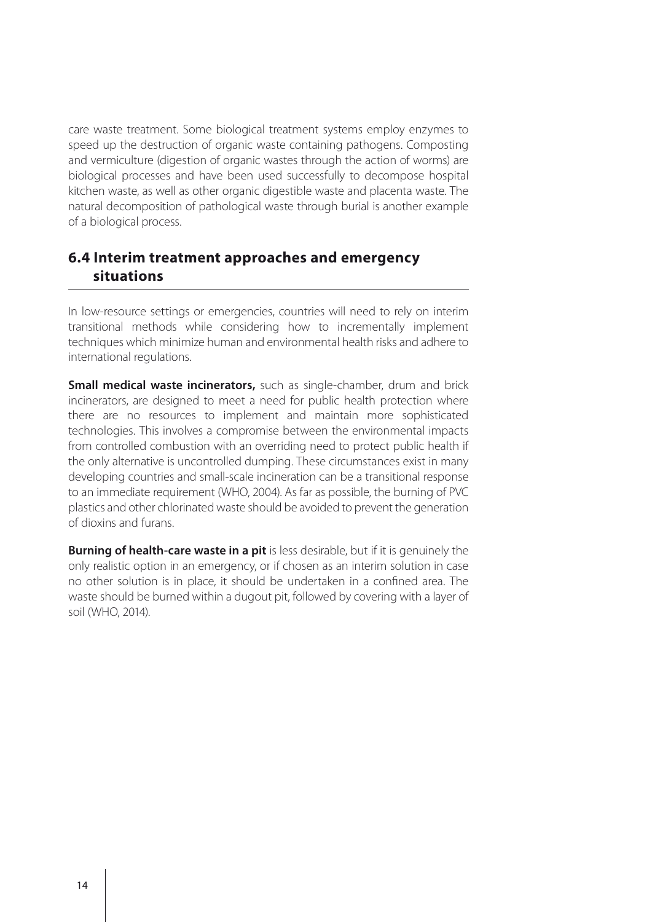care waste treatment. Some biological treatment systems employ enzymes to speed up the destruction of organic waste containing pathogens. Composting and vermiculture (digestion of organic wastes through the action of worms) are biological processes and have been used successfully to decompose hospital kitchen waste, as well as other organic digestible waste and placenta waste. The natural decomposition of pathological waste through burial is another example of a biological process.

## 6.4 Interim treatment approaches and emergency situations

In low-resource settings or emergencies, countries will need to rely on interim transitional methods while considering how to incrementally implement techniques which minimize human and environmental health risks and adhere to international regulations.

**Small medical waste incinerators,** such as single-chamber, drum and brick incinerators, are designed to meet a need for public health protection where there are no resources to implement and maintain more sophisticated technologies. This involves a compromise between the environmental impacts from controlled combustion with an overriding need to protect public health if the only alternative is uncontrolled dumping. These circumstances exist in many developing countries and small-scale incineration can be a transitional response to an immediate requirement (WHO, 2004). As far as possible, the burning of PVC plastics and other chlorinated waste should be avoided to prevent the generation of dioxins and furans.

**Burning of health-care waste in a pit** is less desirable, but if it is genuinely the only realistic option in an emergency, or if chosen as an interim solution in case no other solution is in place, it should be undertaken in a confined area. The waste should be burned within a dugout pit, followed by covering with a layer of soil (WHO, 2014).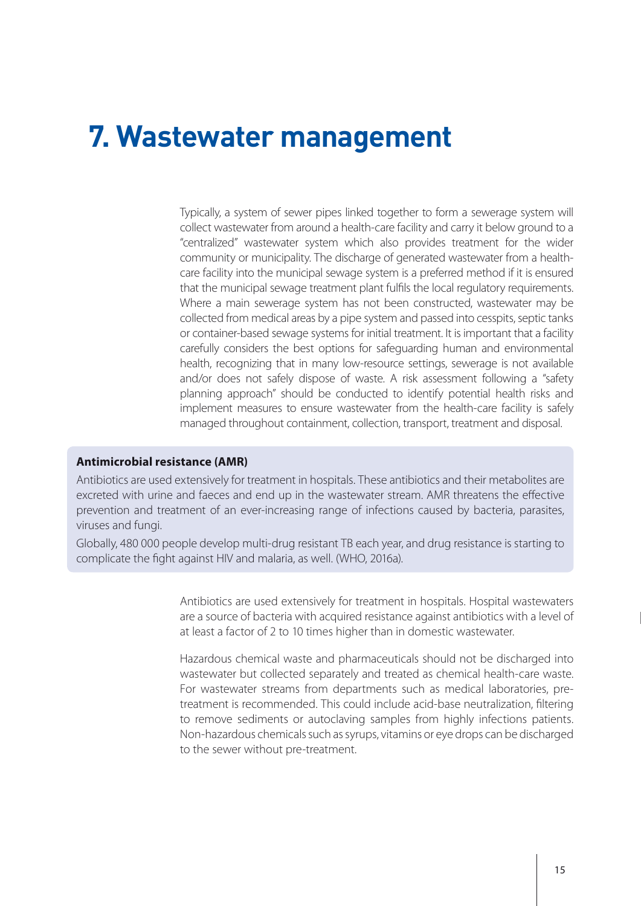# 7. Wastewater management

Typically, a system of sewer pipes linked together to form a sewerage system will collect wastewater from around a health-care facility and carry it below ground to a "centralized" wastewater system which also provides treatment for the wider community or municipality. The discharge of generated wastewater from a health-care facility into the municipal sewage system is a preferred method if it is ensured that the municipal sewage treatment plant fulfils the local regulatory requirements. Where a main sewerage system has not been constructed, wastewater may be collected from medical areas by a pipe system and passed into cesspits, septic tanks or container-based sewage systems for initial treatment. It is important that a facility carefully considers the best options for safeguarding human and environmental health, recognizing that in many low-resource settings, sewerage is not available and/or does not safely dispose of waste. A risk assessment following a "safety planning approach" should be conducted to identify potential health risks and implement measures to ensure wastewater from the health-care facility is safely managed throughout containment, collection, transport, treatment and disposal.

**Antimicrobial resistance (AMR)**

Antibiotics are used extensively for treatment in hospitals. These antibiotics and their metabolites are excreted with urine and faeces and end up in the wastewater stream. AMR threatens the effective prevention and treatment of an ever-increasing range of infections caused by bacteria, parasites, viruses and fungi.

Globally, 480 000 people develop multi-drug resistant TB each year, and drug resistance is starting to complicate the fight against HIV and malaria, as well. (WHO, 2016a).

Antibiotics are used extensively for treatment in hospitals. Hospital wastewaters are a source of bacteria with acquired resistance against antibiotics with a level of at least a factor of 2 to 10 times higher than in domestic wastewater.

Hazardous chemical waste and pharmaceuticals should not be discharged into wastewater but collected separately and treated as chemical health-care waste. For wastewater streams from departments such as medical laboratories, pre-treatment is recommended. This could include acid-base neutralization, filtering to remove sediments or autoclaving samples from highly infections patients. Non-hazardous chemicals such as syrups, vitamins or eye drops can be discharged to the sewer without pre-treatment.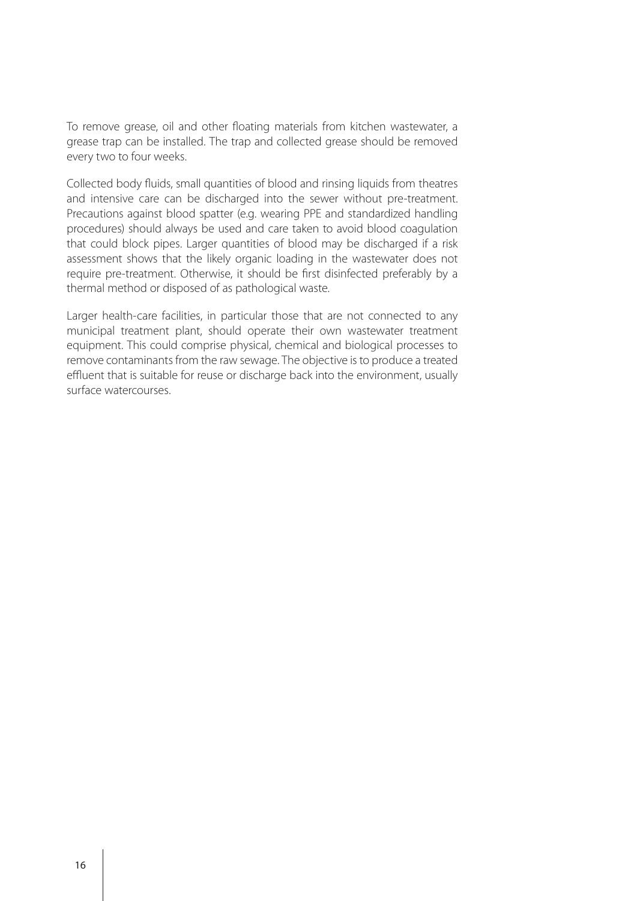To remove grease, oil and other floating materials from kitchen wastewater, a grease trap can be installed. The trap and collected grease should be removed every two to four weeks.

Collected body fluids, small quantities of blood and rinsing liquids from theatres and intensive care can be discharged into the sewer without pre-treatment. Precautions against blood spatter (e.g. wearing PPE and standardized handling procedures) should always be used and care taken to avoid blood coagulation that could block pipes. Larger quantities of blood may be discharged if a risk assessment shows that the likely organic loading in the wastewater does not require pre-treatment. Otherwise, it should be first disinfected preferably by a thermal method or disposed of as pathological waste.

Larger health-care facilities, in particular those that are not connected to any municipal treatment plant, should operate their own wastewater treatment equipment. This could comprise physical, chemical and biological processes to remove contaminants from the raw sewage. The objective is to produce a treated effluent that is suitable for reuse or discharge back into the environment, usually surface watercourses.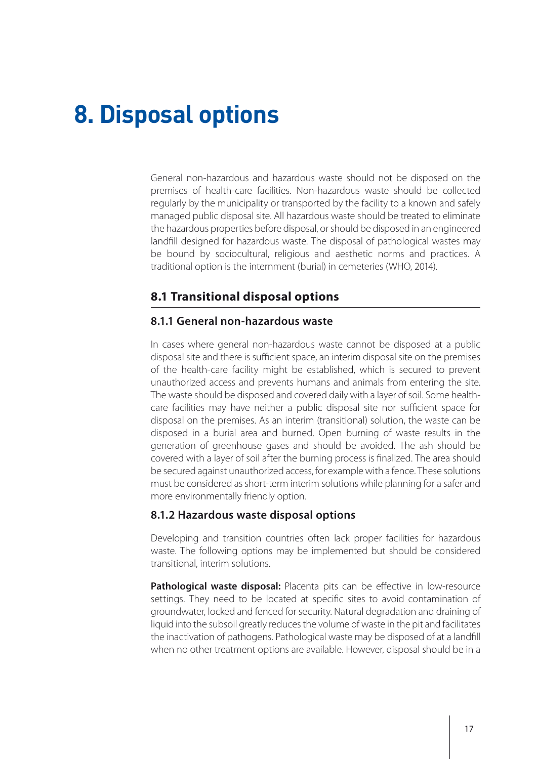# 8. Disposal options

General non-hazardous and hazardous waste should not be disposed on the premises of health-care facilities. Non-hazardous waste should be collected regularly by the municipality or transported by the facility to a known and safely managed public disposal site. All hazardous waste should be treated to eliminate the hazardous properties before disposal, or should be disposed in an engineered landfill designed for hazardous waste. The disposal of pathological wastes may be bound by sociocultural, religious and aesthetic norms and practices. A traditional option is the internment (burial) in cemeteries (WHO, 2014).

## 8.1 Transitional disposal options

### 8.1.1 General non-hazardous waste

In cases where general non-hazardous waste cannot be disposed at a public disposal site and there is sufficient space, an interim disposal site on the premises of the health-care facility might be established, which is secured to prevent unauthorized access and prevents humans and animals from entering the site. The waste should be disposed and covered daily with a layer of soil. Some health-care facilities may have neither a public disposal site nor sufficient space for disposal on the premises. As an interim (transitional) solution, the waste can be disposed in a burial area and burned. Open burning of waste results in the generation of greenhouse gases and should be avoided. The ash should be covered with a layer of soil after the burning process is finalized. The area should be secured against unauthorized access, for example with a fence. These solutions must be considered as short-term interim solutions while planning for a safer and more environmentally friendly option.

### 8.1.2 Hazardous waste disposal options

Developing and transition countries often lack proper facilities for hazardous waste. The following options may be implemented but should be considered transitional, interim solutions.

**Pathological waste disposal:** Placenta pits can be effective in low-resource settings. They need to be located at specific sites to avoid contamination of groundwater, locked and fenced for security. Natural degradation and draining of liquid into the subsoil greatly reduces the volume of waste in the pit and facilitates the inactivation of pathogens. Pathological waste may be disposed of at a landfill when no other treatment options are available. However, disposal should be in a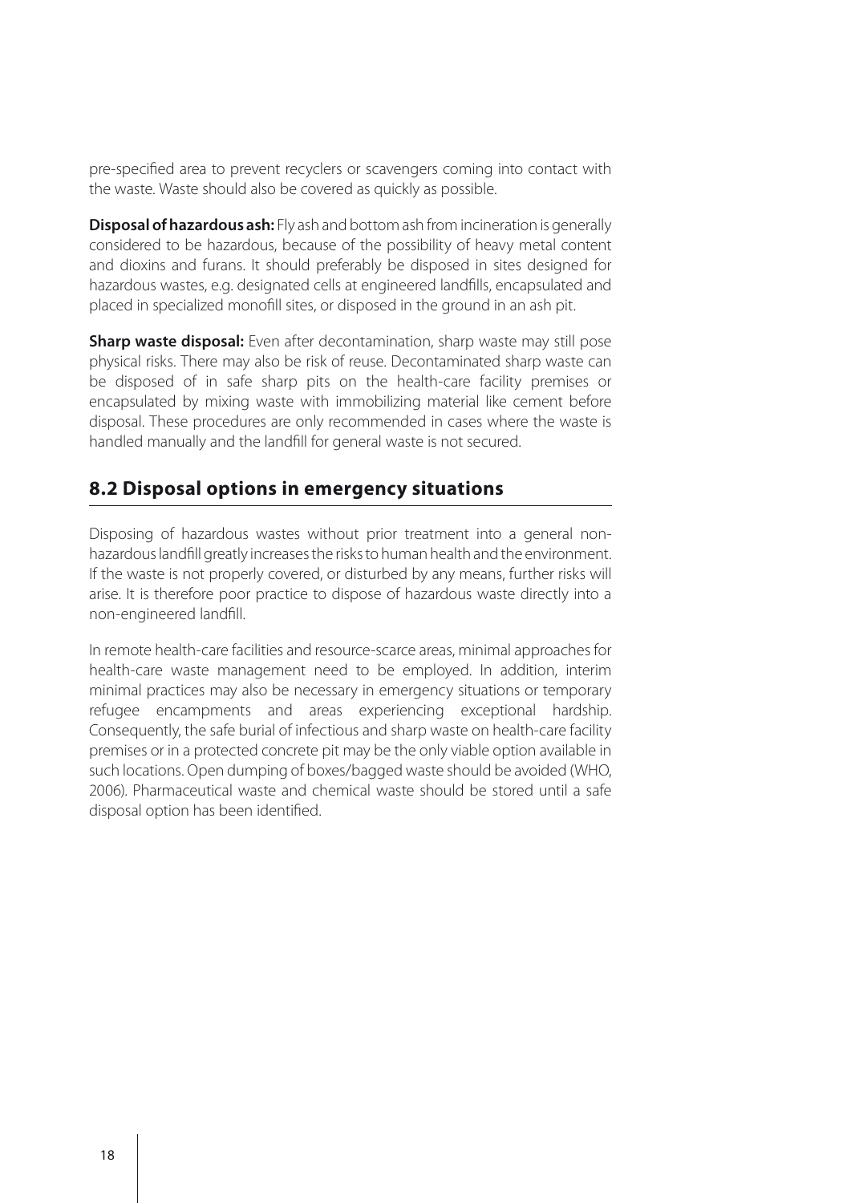pre-specified area to prevent recyclers or scavengers coming into contact with the waste. Waste should also be covered as quickly as possible.

**Disposal of hazardous ash:** Fly ash and bottom ash from incineration is generally considered to be hazardous, because of the possibility of heavy metal content and dioxins and furans. It should preferably be disposed in sites designed for hazardous wastes, e.g. designated cells at engineered landfills, encapsulated and placed in specialized monofill sites, or disposed in the ground in an ash pit.

**Sharp waste disposal:** Even after decontamination, sharp waste may still pose physical risks. There may also be risk of reuse. Decontaminated sharp waste can be disposed of in safe sharp pits on the health-care facility premises or encapsulated by mixing waste with immobilizing material like cement before disposal. These procedures are only recommended in cases where the waste is handled manually and the landfill for general waste is not secured.

## 8.2 Disposal options in emergency situations

Disposing of hazardous wastes without prior treatment into a general non-hazardous landfill greatly increases the risks to human health and the environment. If the waste is not properly covered, or disturbed by any means, further risks will arise. It is therefore poor practice to dispose of hazardous waste directly into a non-engineered landfill.

In remote health-care facilities and resource-scarce areas, minimal approaches for health-care waste management need to be employed. In addition, interim minimal practices may also be necessary in emergency situations or temporary refugee encampments and areas experiencing exceptional hardship. Consequently, the safe burial of infectious and sharp waste on health-care facility premises or in a protected concrete pit may be the only viable option available in such locations. Open dumping of boxes/bagged waste should be avoided (WHO, 2006). Pharmaceutical waste and chemical waste should be stored until a safe disposal option has been identified.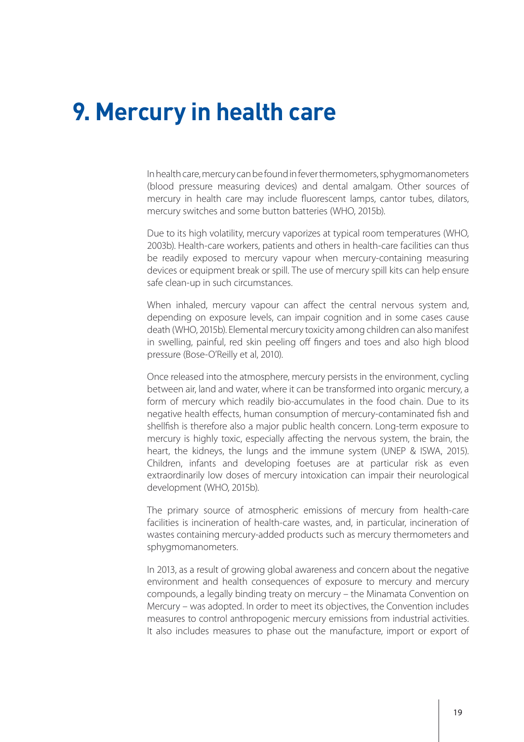# 9. Mercury in health care

In health care, mercury can be found in fever thermometers, sphygmomanometers (blood pressure measuring devices) and dental amalgam. Other sources of mercury in health care may include fluorescent lamps, cantor tubes, dilators, mercury switches and some button batteries (WHO, 2015b).

Due to its high volatility, mercury vaporizes at typical room temperatures (WHO, 2003b). Health-care workers, patients and others in health-care facilities can thus be readily exposed to mercury vapour when mercury-containing measuring devices or equipment break or spill. The use of mercury spill kits can help ensure safe clean-up in such circumstances.

When inhaled, mercury vapour can affect the central nervous system and, depending on exposure levels, can impair cognition and in some cases cause death (WHO, 2015b). Elemental mercury toxicity among children can also manifest in swelling, painful, red skin peeling off fingers and toes and also high blood pressure (Bose-O'Reilly et al, 2010).

Once released into the atmosphere, mercury persists in the environment, cycling between air, land and water, where it can be transformed into organic mercury, a form of mercury which readily bio-accumulates in the food chain. Due to its negative health effects, human consumption of mercury-contaminated fish and shellfish is therefore also a major public health concern. Long-term exposure to mercury is highly toxic, especially affecting the nervous system, the brain, the heart, the kidneys, the lungs and the immune system (UNEP & ISWA, 2015). Children, infants and developing foetuses are at particular risk as even extraordinarily low doses of mercury intoxication can impair their neurological development (WHO, 2015b).

The primary source of atmospheric emissions of mercury from health-care facilities is incineration of health-care wastes, and, in particular, incineration of wastes containing mercury-added products such as mercury thermometers and sphygmomanometers.

In 2013, as a result of growing global awareness and concern about the negative environment and health consequences of exposure to mercury and mercury compounds, a legally binding treaty on mercury – the Minamata Convention on Mercury – was adopted. In order to meet its objectives, the Convention includes measures to control anthropogenic mercury emissions from industrial activities. It also includes measures to phase out the manufacture, import or export of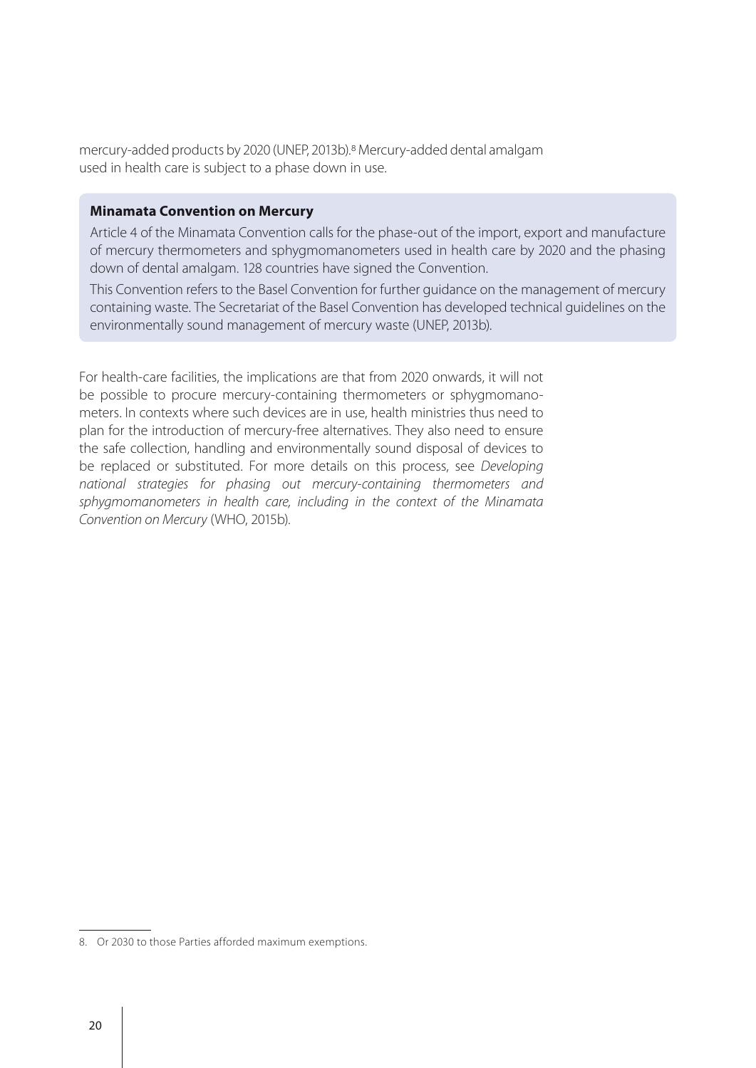mercury-added products by 2020 (UNEP, 2013b).[8] Mercury-added dental amalgam used in health care is subject to a phase down in use.

**Minamata Convention on Mercury**

Article 4 of the Minamata Convention calls for the phase-out of the import, export and manufacture of mercury thermometers and sphygmomanometers used in health care by 2020 and the phasing down of dental amalgam. 128 countries have signed the Convention.

This Convention refers to the Basel Convention for further guidance on the management of mercury containing waste. The Secretariat of the Basel Convention has developed technical guidelines on the environmentally sound management of mercury waste (UNEP, 2013b).

For health-care facilities, the implications are that from 2020 onwards, it will not be possible to procure mercury-containing thermometers or sphygmomanometers. In contexts where such devices are in use, health ministries thus need to plan for the introduction of mercury-free alternatives. They also need to ensure the safe collection, handling and environmentally sound disposal of devices to be replaced or substituted. For more details on this process, see *Developing national strategies for phasing out mercury-containing thermometers and sphygmomanometers in health care, including in the context of the Minamata Convention on Mercury* (WHO, 2015b).

8. Or 2030 to those Parties afforded maximum exemptions.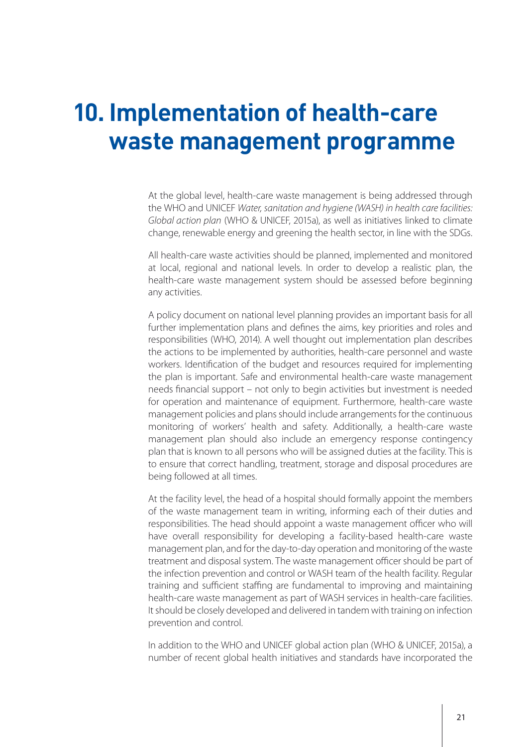# 10. Implementation of health-care waste management programme

At the global level, health-care waste management is being addressed through the WHO and UNICEF *Water, sanitation and hygiene (WASH) in health care facilities: Global action plan* (WHO & UNICEF, 2015a), as well as initiatives linked to climate change, renewable energy and greening the health sector, in line with the SDGs.

All health-care waste activities should be planned, implemented and monitored at local, regional and national levels. In order to develop a realistic plan, the health-care waste management system should be assessed before beginning any activities.

A policy document on national level planning provides an important basis for all further implementation plans and defines the aims, key priorities and roles and responsibilities (WHO, 2014). A well thought out implementation plan describes the actions to be implemented by authorities, health-care personnel and waste workers. Identification of the budget and resources required for implementing the plan is important. Safe and environmental health-care waste management needs financial support – not only to begin activities but investment is needed for operation and maintenance of equipment. Furthermore, health-care waste management policies and plans should include arrangements for the continuous monitoring of workers' health and safety. Additionally, a health-care waste management plan should also include an emergency response contingency plan that is known to all persons who will be assigned duties at the facility. This is to ensure that correct handling, treatment, storage and disposal procedures are being followed at all times.

At the facility level, the head of a hospital should formally appoint the members of the waste management team in writing, informing each of their duties and responsibilities. The head should appoint a waste management officer who will have overall responsibility for developing a facility-based health-care waste management plan, and for the day-to-day operation and monitoring of the waste treatment and disposal system. The waste management officer should be part of the infection prevention and control or WASH team of the health facility. Regular training and sufficient staffing are fundamental to improving and maintaining health-care waste management as part of WASH services in health-care facilities. It should be closely developed and delivered in tandem with training on infection prevention and control.

In addition to the WHO and UNICEF global action plan (WHO & UNICEF, 2015a), a number of recent global health initiatives and standards have incorporated the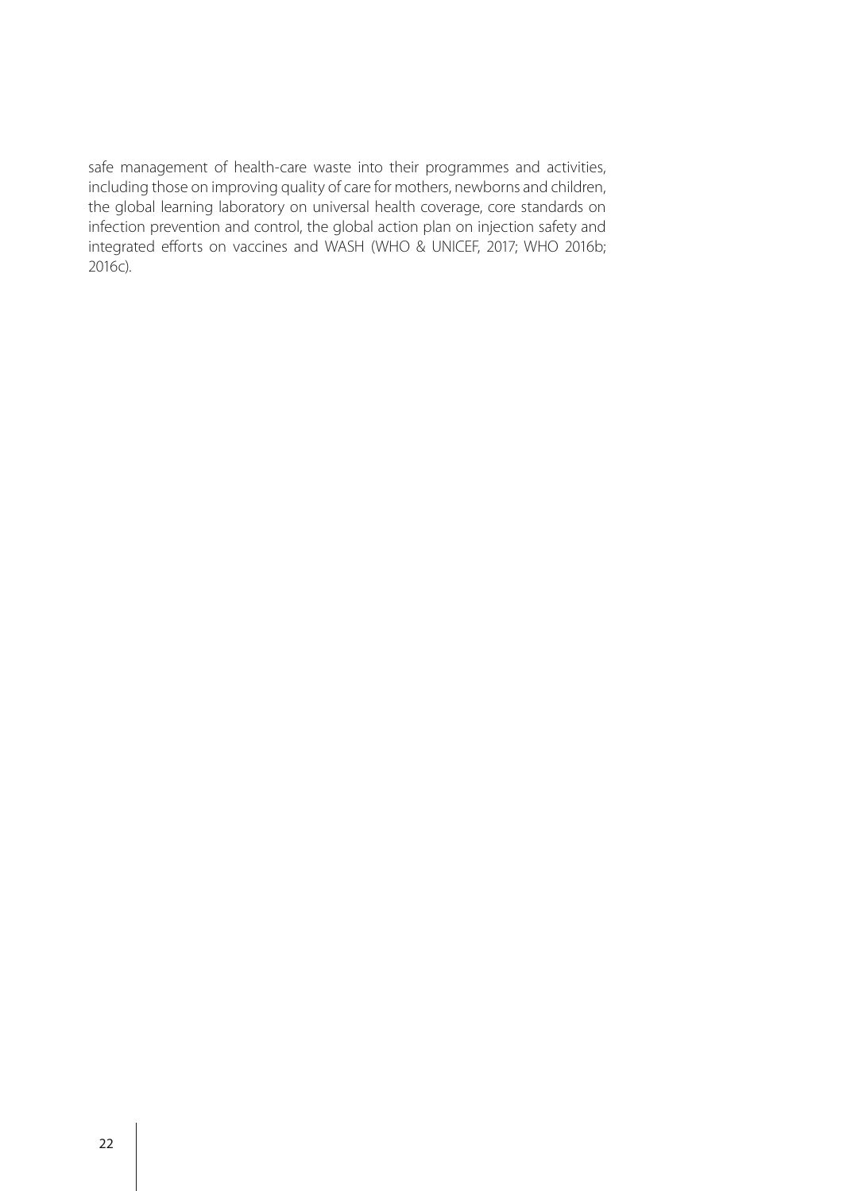safe management of health-care waste into their programmes and activities, including those on improving quality of care for mothers, newborns and children, the global learning laboratory on universal health coverage, core standards on infection prevention and control, the global action plan on injection safety and integrated efforts on vaccines and WASH (WHO & UNICEF, 2017; WHO 2016b; 2016c).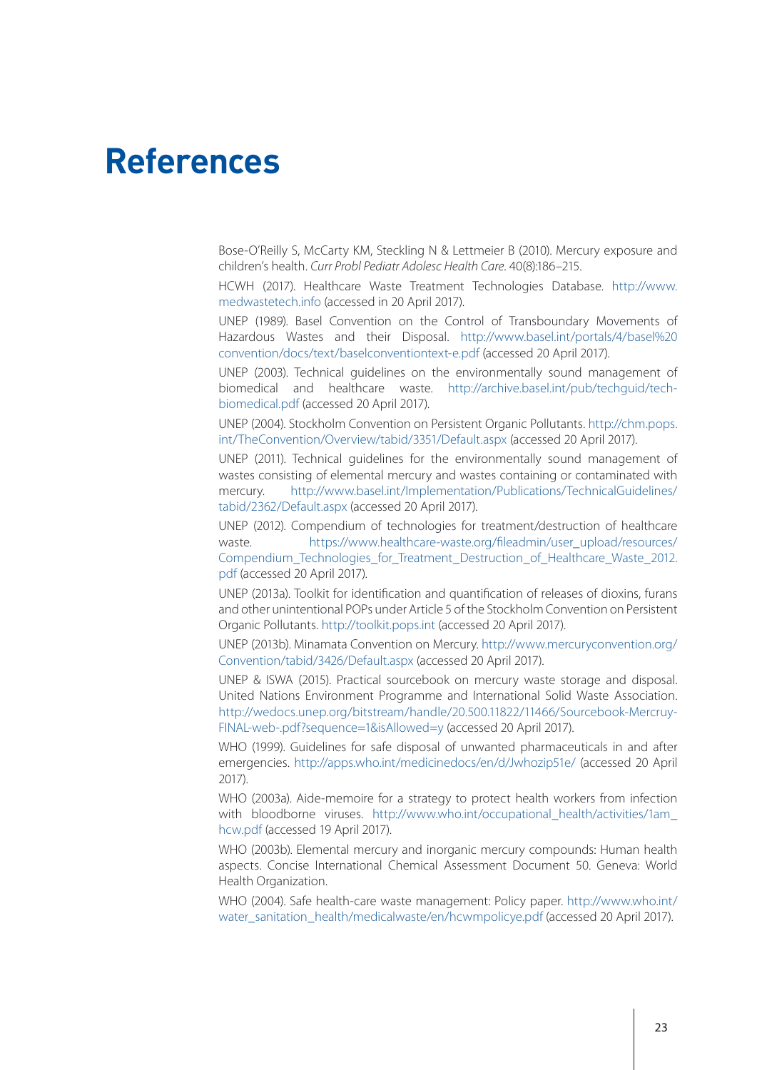# References

Bose-O'Reilly S, McCarty KM, Steckling N & Lettmeier B (2010). Mercury exposure and children's health. *Curr Probl Pediatr Adolesc Health Care*. 40(8):186–215.

HCWH (2017). Healthcare Waste Treatment Technologies Database. http://www.medwastetech.info (accessed in 20 April 2017).

UNEP (1989). Basel Convention on the Control of Transboundary Movements of Hazardous Wastes and their Disposal. http://www.basel.int/portals/4/basel%20convention/docs/text/baselconventiontext-e.pdf (accessed 20 April 2017).

UNEP (2003). Technical guidelines on the environmentally sound management of biomedical and healthcare waste. http://archive.basel.int/pub/techguid/tech-biomedical.pdf (accessed 20 April 2017).

UNEP (2004). Stockholm Convention on Persistent Organic Pollutants. http://chm.pops.int/TheConvention/Overview/tabid/3351/Default.aspx (accessed 20 April 2017).

UNEP (2011). Technical guidelines for the environmentally sound management of wastes consisting of elemental mercury and wastes containing or contaminated with mercury. http://www.basel.int/Implementation/Publications/TechnicalGuidelines/tabid/2362/Default.aspx (accessed 20 April 2017).

UNEP (2012). Compendium of technologies for treatment/destruction of healthcare waste. https://www.healthcare-waste.org/fileadmin/user_upload/resources/Compendium_Technologies_for_Treatment_Destruction_of_Healthcare_Waste_2012.pdf (accessed 20 April 2017).

UNEP (2013a). Toolkit for identification and quantification of releases of dioxins, furans and other unintentional POPs under Article 5 of the Stockholm Convention on Persistent Organic Pollutants. http://toolkit.pops.int (accessed 20 April 2017).

UNEP (2013b). Minamata Convention on Mercury. http://www.mercuryconvention.org/Convention/tabid/3426/Default.aspx (accessed 20 April 2017).

UNEP & ISWA (2015). Practical sourcebook on mercury waste storage and disposal. United Nations Environment Programme and International Solid Waste Association. http://wedocs.unep.org/bitstream/handle/20.500.11822/11466/Sourcebook-Mercruy-FINAL-web-.pdf?sequence=1&isAllowed=y (accessed 20 April 2017).

WHO (1999). Guidelines for safe disposal of unwanted pharmaceuticals in and after emergencies. http://apps.who.int/medicinedocs/en/d/Jwhozip51e/ (accessed 20 April 2017).

WHO (2003a). Aide-memoire for a strategy to protect health workers from infection with bloodborne viruses. http://www.who.int/occupational_health/activities/1am_hcw.pdf (accessed 19 April 2017).

WHO (2003b). Elemental mercury and inorganic mercury compounds: Human health aspects. Concise International Chemical Assessment Document 50. Geneva: World Health Organization.

WHO (2004). Safe health-care waste management: Policy paper. http://www.who.int/water_sanitation_health/medicalwaste/en/hcwmpolicye.pdf (accessed 20 April 2017).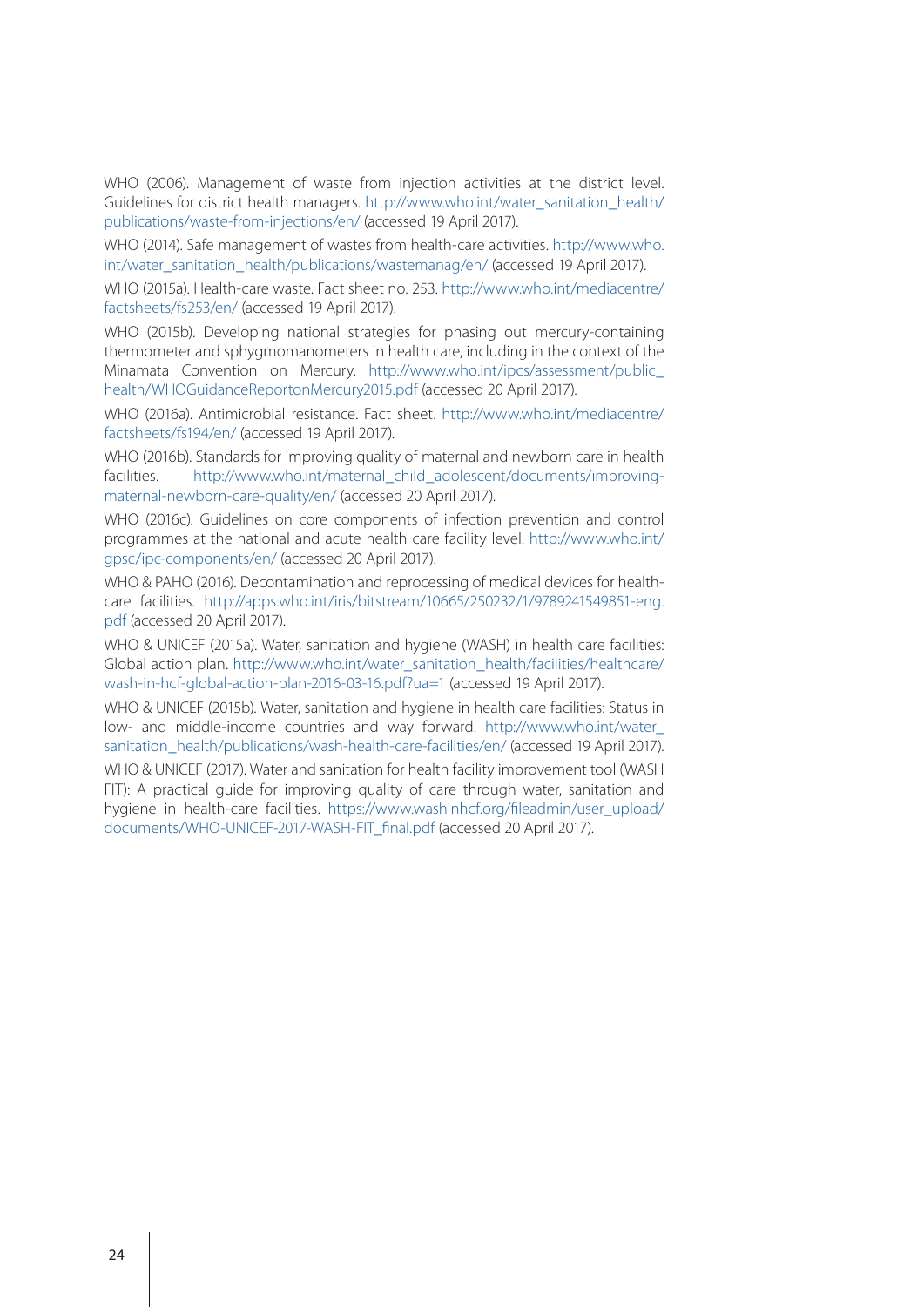WHO (2006). Management of waste from injection activities at the district level. Guidelines for district health managers. http://www.who.int/water_sanitation_health/publications/waste-from-injections/en/ (accessed 19 April 2017).

WHO (2014). Safe management of wastes from health-care activities. http://www.who.int/water_sanitation_health/publications/wastemanag/en/ (accessed 19 April 2017).

WHO (2015a). Health-care waste. Fact sheet no. 253. http://www.who.int/mediacentre/factsheets/fs253/en/ (accessed 19 April 2017).

WHO (2015b). Developing national strategies for phasing out mercury-containing thermometer and sphygmomanometers in health care, including in the context of the Minamata Convention on Mercury. http://www.who.int/ipcs/assessment/public_health/WHOGuidanceReportonMercury2015.pdf (accessed 20 April 2017).

WHO (2016a). Antimicrobial resistance. Fact sheet. http://www.who.int/mediacentre/factsheets/fs194/en/ (accessed 19 April 2017).

WHO (2016b). Standards for improving quality of maternal and newborn care in health facilities. http://www.who.int/maternal_child_adolescent/documents/improving-maternal-newborn-care-quality/en/ (accessed 20 April 2017).

WHO (2016c). Guidelines on core components of infection prevention and control programmes at the national and acute health care facility level. http://www.who.int/gpsc/ipc-components/en/ (accessed 20 April 2017).

WHO & PAHO (2016). Decontamination and reprocessing of medical devices for health-care facilities. http://apps.who.int/iris/bitstream/10665/250232/1/9789241549851-eng.pdf (accessed 20 April 2017).

WHO & UNICEF (2015a). Water, sanitation and hygiene (WASH) in health care facilities: Global action plan. http://www.who.int/water_sanitation_health/facilities/healthcare/wash-in-hcf-global-action-plan-2016-03-16.pdf?ua=1 (accessed 19 April 2017).

WHO & UNICEF (2015b). Water, sanitation and hygiene in health care facilities: Status in low- and middle-income countries and way forward. http://www.who.int/water_sanitation_health/publications/wash-health-care-facilities/en/ (accessed 19 April 2017).

WHO & UNICEF (2017). Water and sanitation for health facility improvement tool (WASH FIT): A practical guide for improving quality of care through water, sanitation and hygiene in health-care facilities. https://www.washinhcf.org/fileadmin/user_upload/documents/WHO-UNICEF-2017-WASH-FIT_final.pdf (accessed 20 April 2017).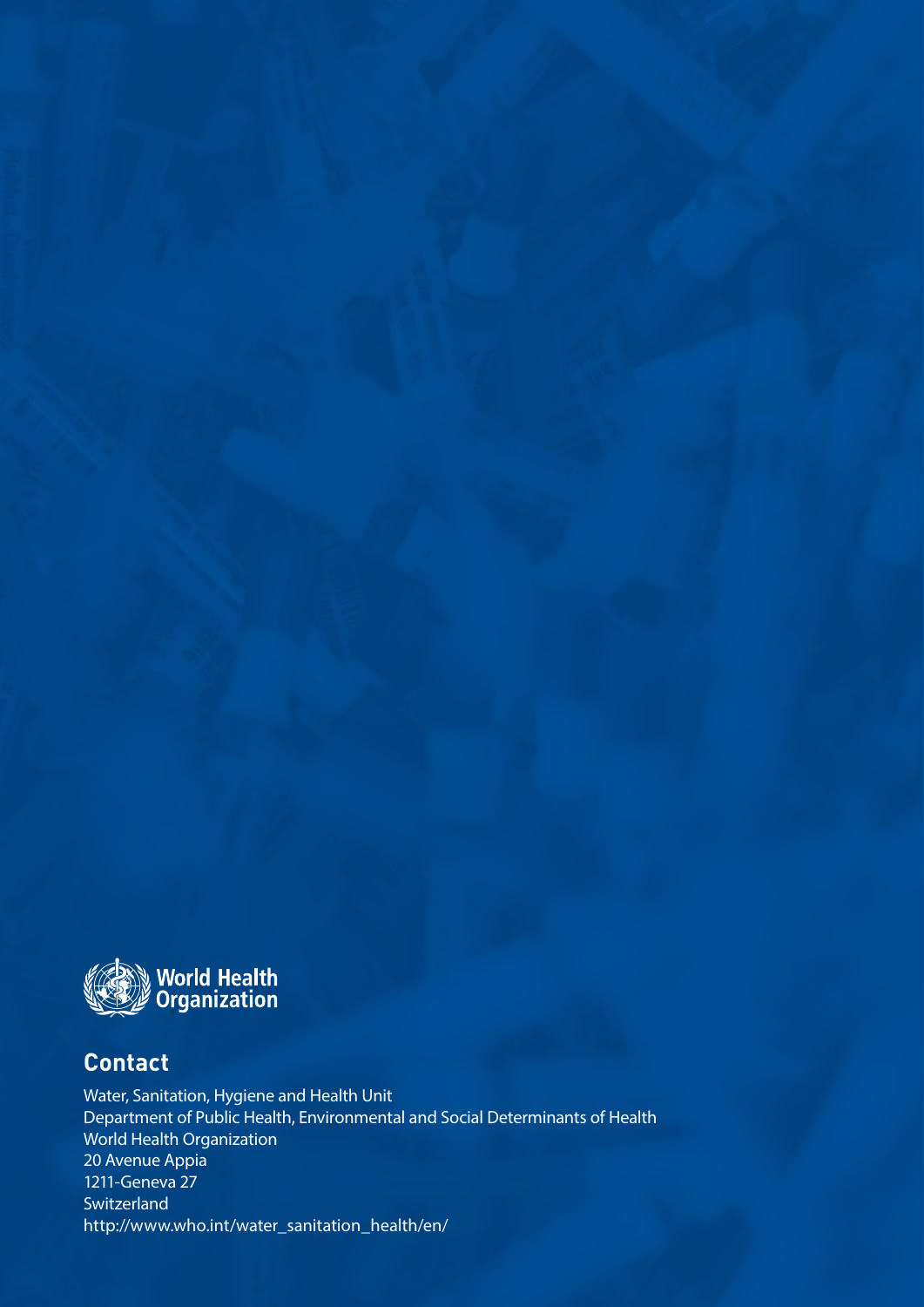World Health Organization

## Contact

Water, Sanitation, Hygiene and Health Unit
Department of Public Health, Environmental and Social Determinants of Health
World Health Organization
20 Avenue Appia
1211-Geneva 27
Switzerland
http://www.who.int/water_sanitation_health/en/